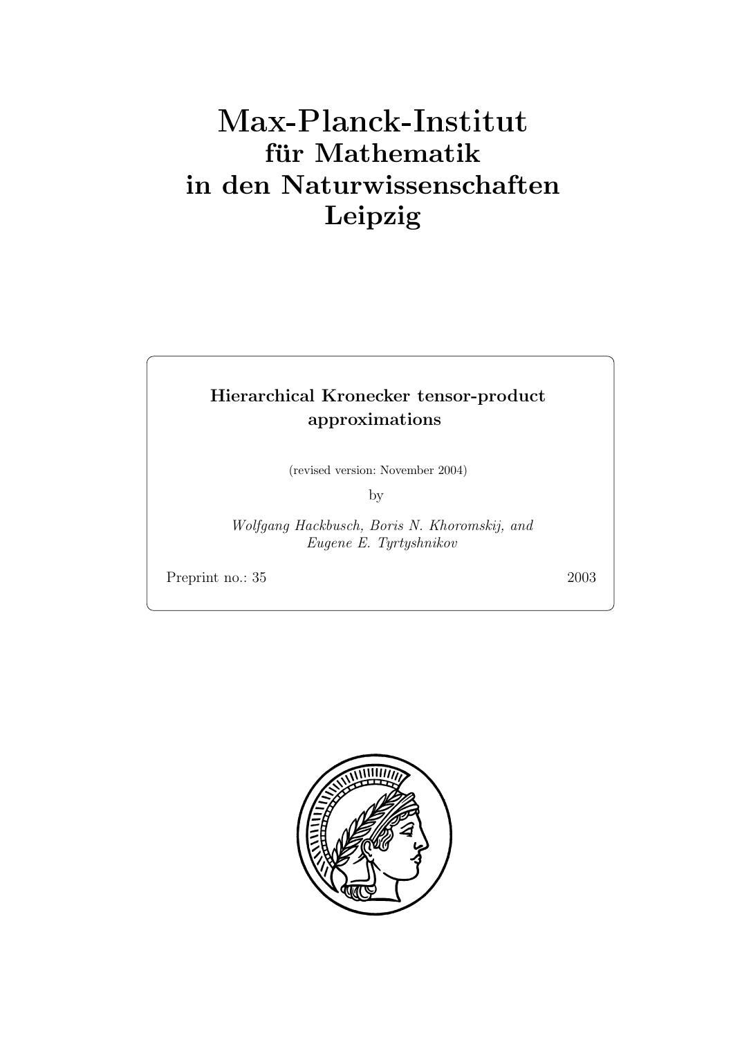# Max-Planck-Institut
## für Mathematik
## in den Naturwissenschaften
## Leipzig

**Hierarchical Kronecker tensor-product approximations**

(revised version: November 2004)

by

*Wolfgang Hackbusch, Boris N. Khoromskij, and Eugene E. Tyrtyshnikov*

Preprint no.: 35 2003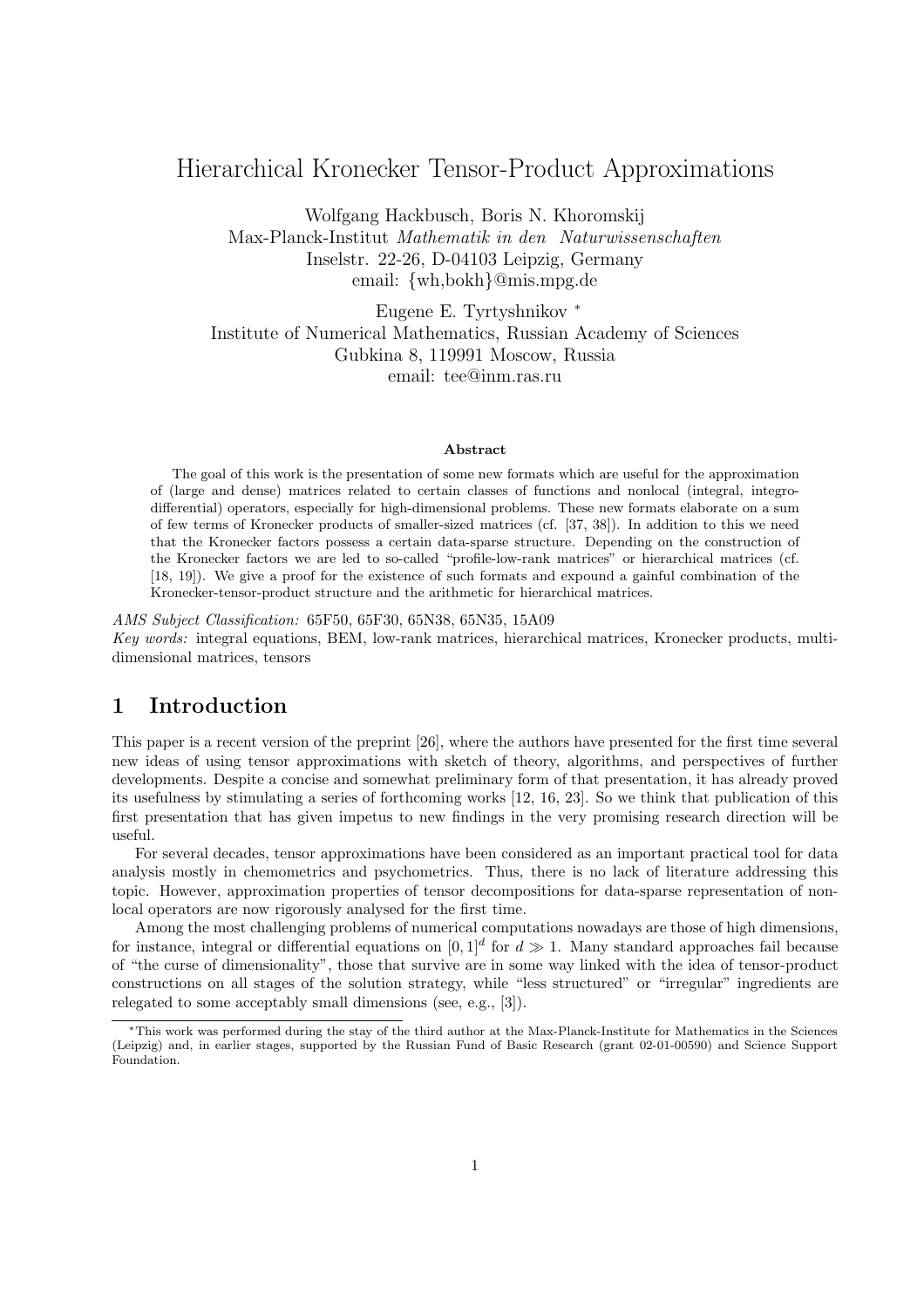# Hierarchical Kronecker Tensor-Product Approximations

Wolfgang Hackbusch, Boris N. Khoromskij
Max-Planck-Institut *Mathematik in den Naturwissenschaften*
Inselstr. 22-26, D-04103 Leipzig, Germany
email: {wh,bokh}@mis.mpg.de

Eugene E. Tyrtyshnikov [*]
Institute of Numerical Mathematics, Russian Academy of Sciences
Gubkina 8, 119991 Moscow, Russia
email: tee@inm.ras.ru

### Abstract

The goal of this work is the presentation of some new formats which are useful for the approximation of (large and dense) matrices related to certain classes of functions and nonlocal (integral, integro-differential) operators, especially for high-dimensional problems. These new formats elaborate on a sum of few terms of Kronecker products of smaller-sized matrices (cf. [37, 38]). In addition to this we need that the Kronecker factors possess a certain data-sparse structure. Depending on the construction of the Kronecker factors we are led to so-called "profile-low-rank matrices" or hierarchical matrices (cf. [18, 19]). We give a proof for the existence of such formats and expound a gainful combination of the Kronecker-tensor-product structure and the arithmetic for hierarchical matrices.

*AMS Subject Classification:* 65F50, 65F30, 65N38, 65N35, 15A09
*Key words:* integral equations, BEM, low-rank matrices, hierarchical matrices, Kronecker products, multi-dimensional matrices, tensors

## 1 Introduction

This paper is a recent version of the preprint [26], where the authors have presented for the first time several new ideas of using tensor approximations with sketch of theory, algorithms, and perspectives of further developments. Despite a concise and somewhat preliminary form of that presentation, it has already proved its usefulness by stimulating a series of forthcoming works [12, 16, 23]. So we think that publication of this first presentation that has given impetus to new findings in the very promising research direction will be useful.

For several decades, tensor approximations have been considered as an important practical tool for data analysis mostly in chemometrics and psychometrics. Thus, there is no lack of literature addressing this topic. However, approximation properties of tensor decompositions for data-sparse representation of nonlocal operators are now rigorously analysed for the first time.

Among the most challenging problems of numerical computations nowadays are those of high dimensions, for instance, integral or differential equations on $[0, 1]^d$ for $d \gg 1$. Many standard approaches fail because of "the curse of dimensionality", those that survive are in some way linked with the idea of tensor-product constructions on all stages of the solution strategy, while "less structured" or "irregular" ingredients are relegated to some acceptably small dimensions (see, e.g., [3]).

[*] This work was performed during the stay of the third author at the Max-Planck-Institute for Mathematics in the Sciences (Leipzig) and, in earlier stages, supported by the Russian Fund of Basic Research (grant 02-01-00590) and Science Support Foundation.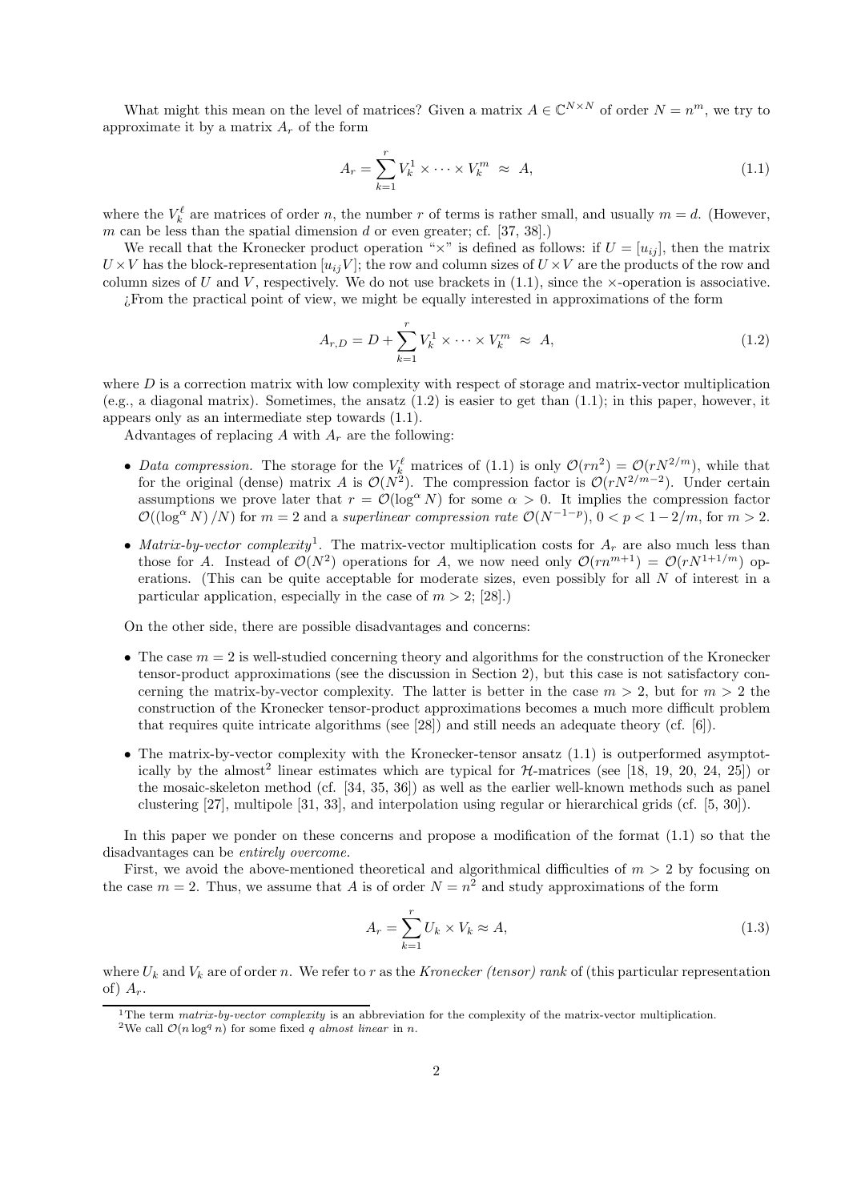What might this mean on the level of matrices? Given a matrix $A \in \mathbb{C}^{N \times N}$ of order $N = n^m$, we try to approximate it by a matrix $A_r$ of the form

$$A_r = \sum_{k=1}^{r} V_k^1 \times \cdots \times V_k^m \; \approx \; A, \tag{1.1}$$

where the $V_k^\ell$ are matrices of order $n$, the number $r$ of terms is rather small, and usually $m = d$. (However, $m$ can be less than the spatial dimension $d$ or even greater; cf. [37, 38].)

We recall that the Kronecker product operation "$\times$" is defined as follows: if $U = [u_{ij}]$, then the matrix $U \times V$ has the block-representation $[u_{ij} V]$; the row and column sizes of $U \times V$ are the products of the row and column sizes of $U$ and $V$, respectively. We do not use brackets in (1.1), since the $\times$-operation is associative.

¿From the practical point of view, we might be equally interested in approximations of the form

$$A_{r,D} = D + \sum_{k=1}^{r} V_k^1 \times \cdots \times V_k^m \; \approx \; A, \tag{1.2}$$

where $D$ is a correction matrix with low complexity with respect of storage and matrix-vector multiplication (e.g., a diagonal matrix). Sometimes, the ansatz (1.2) is easier to get than (1.1); in this paper, however, it appears only as an intermediate step towards (1.1).

Advantages of replacing $A$ with $A_r$ are the following:

- *Data compression.* The storage for the $V_k^\ell$ matrices of (1.1) is only $\mathcal{O}(rn^2) = \mathcal{O}(rN^{2/m})$, while that for the original (dense) matrix $A$ is $\mathcal{O}(N^2)$. The compression factor is $\mathcal{O}(rN^{2/m-2})$. Under certain assumptions we prove later that $r = \mathcal{O}(\log^\alpha N)$ for some $\alpha > 0$. It implies the compression factor $\mathcal{O}((\log^\alpha N)/N)$ for $m = 2$ and a *superlinear compression rate* $\mathcal{O}(N^{-1-p})$, $0 < p < 1 - 2/m$, for $m > 2$.
- *Matrix-by-vector complexity*[1]. The matrix-vector multiplication costs for $A_r$ are also much less than those for $A$. Instead of $\mathcal{O}(N^2)$ operations for $A$, we now need only $\mathcal{O}(rn^{m+1}) = \mathcal{O}(rN^{1+1/m})$ operations. (This can be quite acceptable for moderate sizes, even possibly for all $N$ of interest in a particular application, especially in the case of $m > 2$; [28].)

On the other side, there are possible disadvantages and concerns:

- The case $m = 2$ is well-studied concerning theory and algorithms for the construction of the Kronecker tensor-product approximations (see the discussion in Section 2), but this case is not satisfactory concerning the matrix-by-vector complexity. The latter is better in the case $m > 2$, but for $m > 2$ the construction of the Kronecker tensor-product approximations becomes a much more difficult problem that requires quite intricate algorithms (see [28]) and still needs an adequate theory (cf. [6]).
- The matrix-by-vector complexity with the Kronecker-tensor ansatz (1.1) is outperformed asymptotically by the almost[2] linear estimates which are typical for $\mathcal{H}$-matrices (see [18, 19, 20, 24, 25]) or the mosaic-skeleton method (cf. [34, 35, 36]) as well as the earlier well-known methods such as panel clustering [27], multipole [31, 33], and interpolation using regular or hierarchical grids (cf. [5, 30]).

In this paper we ponder on these concerns and propose a modification of the format (1.1) so that the disadvantages can be *entirely overcome*.

First, we avoid the above-mentioned theoretical and algorithmical difficulties of $m > 2$ by focusing on the case $m = 2$. Thus, we assume that $A$ is of order $N = n^2$ and study approximations of the form

$$A_r = \sum_{k=1}^{r} U_k \times V_k \approx A, \tag{1.3}$$

where $U_k$ and $V_k$ are of order $n$. We refer to $r$ as the *Kronecker (tensor) rank* of (this particular representation of) $A_r$.

[1] The term *matrix-by-vector complexity* is an abbreviation for the complexity of the matrix-vector multiplication.

[2] We call $\mathcal{O}(n \log^q n)$ for some fixed $q$ *almost linear* in $n$.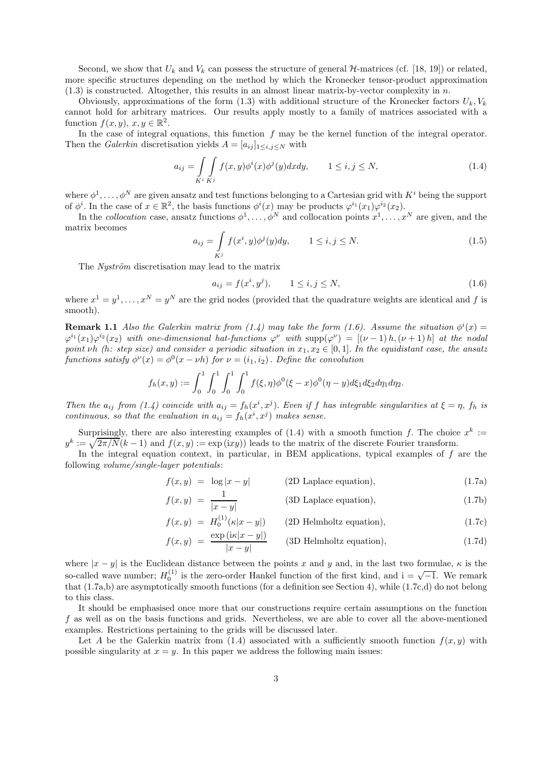Second, we show that $U_k$ and $V_k$ can possess the structure of general $\mathcal{H}$-matrices (cf. [18, 19]) or related, more specific structures depending on the method by which the Kronecker tensor-product approximation (1.3) is constructed. Altogether, this results in an almost linear matrix-by-vector complexity in $n$.

Obviously, approximations of the form (1.3) with additional structure of the Kronecker factors $U_k, V_k$ cannot hold for arbitrary matrices. Our results apply mostly to a family of matrices associated with a function $f(x, y)$, $x, y \in \mathbb{R}^2$.

In the case of integral equations, this function $f$ may be the kernel function of the integral operator. Then the *Galerkin* discretisation yields $A = [a_{ij}]_{1 \le i,j \le N}$ with

$$a_{ij} = \int_{K^i} \int_{K^j} f(x, y) \phi^i(x) \phi^j(y) dx dy, \qquad 1 \le i, j \le N, \tag{1.4}$$

where $\phi^1, \ldots, \phi^N$ are given ansatz and test functions belonging to a Cartesian grid with $K^i$ being the support of $\phi^i$. In the case of $x \in \mathbb{R}^2$, the basis functions $\phi^i(x)$ may be products $\varphi^{i_1}(x_1)\varphi^{i_2}(x_2)$.

In the *collocation* case, ansatz functions $\phi^1, \ldots, \phi^N$ and collocation points $x^1, \ldots, x^N$ are given, and the matrix becomes

$$a_{ij} = \int_{K^j} f(x^i, y) \phi^j(y) dy, \qquad 1 \le i, j \le N. \tag{1.5}$$

The *Nyström* discretisation may lead to the matrix

$$a_{ij} = f(x^i, y^j), \qquad 1 \le i, j \le N, \tag{1.6}$$

where $x^1 = y^1, \ldots, x^N = y^N$ are the grid nodes (provided that the quadrature weights are identical and $f$ is smooth).

**Remark 1.1** *Also the Galerkin matrix from (1.4) may take the form (1.6). Assume the situation $\phi^i(x) = \varphi^{i_1}(x_1)\varphi^{i_2}(x_2)$ with one-dimensional hat-functions $\varphi^\nu$ with $\mathrm{supp}(\varphi^\nu) = [(\nu - 1)h, (\nu + 1)h]$ at the nodal point $\nu h$ ($h$: step size) and consider a periodic situation in $x_1, x_2 \in [0, 1]$. In the equidistant case, the ansatz functions satisfy $\phi^\nu(x) = \phi^0(x - \nu h)$ for $\nu = (i_1, i_2)$. Define the convolution*

$$f_h(x, y) := \int_0^1 \int_0^1 \int_0^1 \int_0^1 f(\xi, \eta) \phi^0(\xi - x) \phi^0(\eta - y) d\xi_1 d\xi_2 d\eta_1 d\eta_2.$$

*Then the $a_{ij}$ from (1.4) coincide with $a_{ij} = f_h(x^i, x^j)$. Even if $f$ has integrable singularities at $\xi = \eta$, $f_h$ is continuous, so that the evaluation in $a_{ij} = f_h(x^i, x^j)$ makes sense.*

Surprisingly, there are also interesting examples of (1.4) with a smooth function $f$. The choice $x^k := y^k := \sqrt{2\pi/N}(k - 1)$ and $f(x, y) := \exp(\mathrm{i}xy)$) leads to the matrix of the discrete Fourier transform.

In the integral equation context, in particular, in BEM applications, typical examples of $f$ are the following *volume/single-layer potentials*:

$$f(x, y) = \log|x - y| \qquad \text{(2D Laplace equation)}, \tag{1.7a}$$

$$f(x, y) = \frac{1}{|x - y|} \qquad \text{(3D Laplace equation)}, \tag{1.7b}$$

$$f(x, y) = H_0^{(1)}(\kappa|x - y|) \qquad \text{(2D Helmholtz equation)}, \tag{1.7c}$$

$$f(x, y) = \frac{\exp(\mathrm{i}\kappa|x - y|)}{|x - y|} \qquad \text{(3D Helmholtz equation)}, \tag{1.7d}$$

where $|x - y|$ is the Euclidean distance between the points $x$ and $y$ and, in the last two formulae, $\kappa$ is the so-called wave number; $H_0^{(1)}$ is the zero-order Hankel function of the first kind, and $\mathrm{i} = \sqrt{-1}$. We remark that (1.7a,b) are asymptotically smooth functions (for a definition see Section 4), while (1.7c,d) do not belong to this class.

It should be emphasised once more that our constructions require certain assumptions on the function $f$ as well as on the basis functions and grids. Nevertheless, we are able to cover all the above-mentioned examples. Restrictions pertaining to the grids will be discussed later.

Let $A$ be the Galerkin matrix from (1.4) associated with a sufficiently smooth function $f(x, y)$ with possible singularity at $x = y$. In this paper we address the following main issues: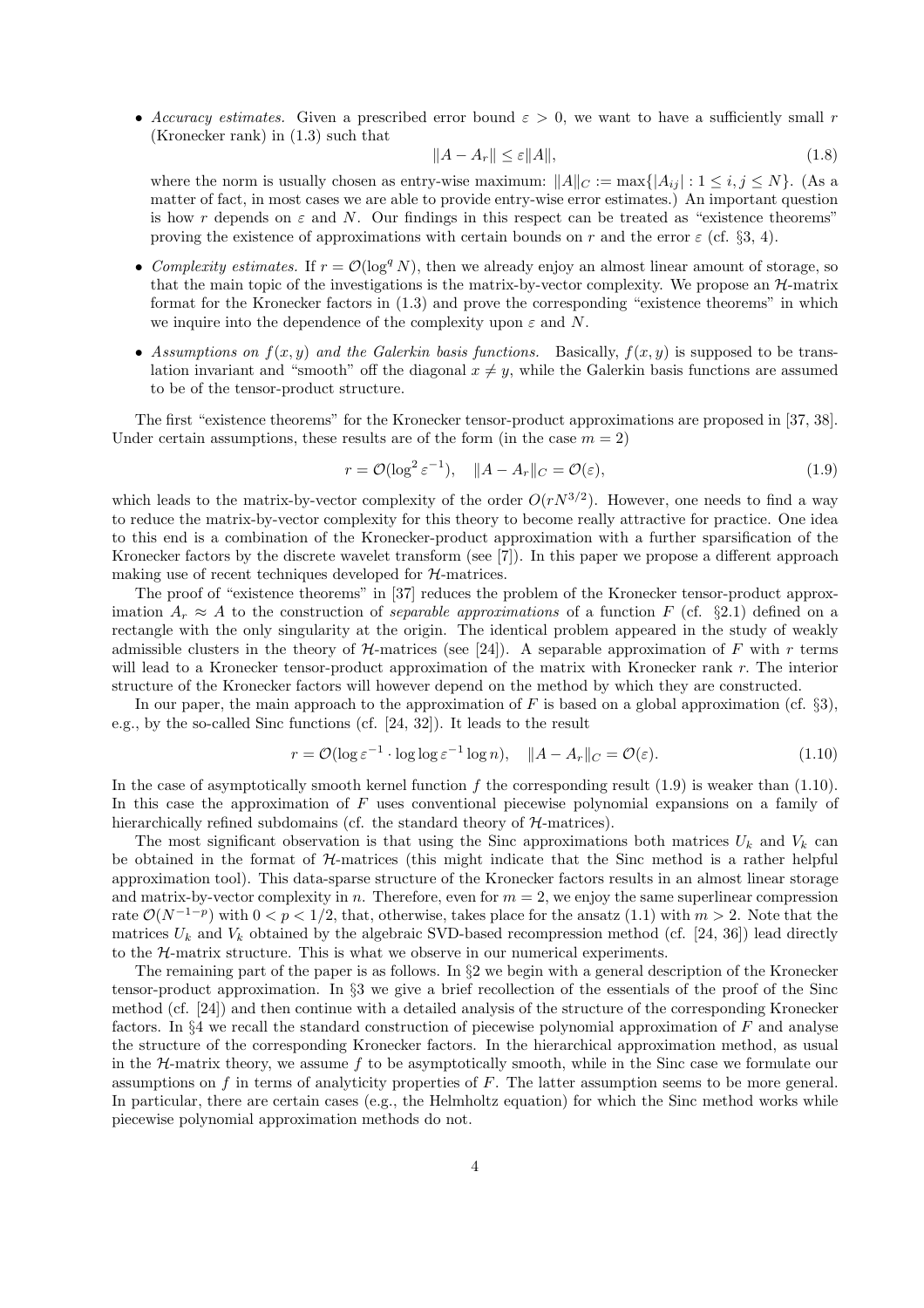- *Accuracy estimates.* Given a prescribed error bound $\varepsilon > 0$, we want to have a sufficiently small $r$ (Kronecker rank) in (1.3) such that

$$\|A - A_r\| \leq \varepsilon \|A\|, \tag{1.8}$$

where the norm is usually chosen as entry-wise maximum: $\|A\|_C := \max\{|A_{ij}| : 1 \leq i, j \leq N\}$. (As a matter of fact, in most cases we are able to provide entry-wise error estimates.) An important question is how $r$ depends on $\varepsilon$ and $N$. Our findings in this respect can be treated as "existence theorems" proving the existence of approximations with certain bounds on $r$ and the error $\varepsilon$ (cf. §3, 4).

- *Complexity estimates.* If $r = \mathcal{O}(\log^q N)$, then we already enjoy an almost linear amount of storage, so that the main topic of the investigations is the matrix-by-vector complexity. We propose an $\mathcal{H}$-matrix format for the Kronecker factors in (1.3) and prove the corresponding "existence theorems" in which we inquire into the dependence of the complexity upon $\varepsilon$ and $N$.

- *Assumptions on $f(x, y)$ and the Galerkin basis functions.* Basically, $f(x, y)$ is supposed to be translation invariant and "smooth" off the diagonal $x \neq y$, while the Galerkin basis functions are assumed to be of the tensor-product structure.

The first "existence theorems" for the Kronecker tensor-product approximations are proposed in [37, 38]. Under certain assumptions, these results are of the form (in the case $m = 2$)

$$r = \mathcal{O}(\log^2 \varepsilon^{-1}), \quad \|A - A_r\|_C = \mathcal{O}(\varepsilon), \tag{1.9}$$

which leads to the matrix-by-vector complexity of the order $O(rN^{3/2})$. However, one needs to find a way to reduce the matrix-by-vector complexity for this theory to become really attractive for practice. One idea to this end is a combination of the Kronecker-product approximation with a further sparsification of the Kronecker factors by the discrete wavelet transform (see [7]). In this paper we propose a different approach making use of recent techniques developed for $\mathcal{H}$-matrices.

The proof of "existence theorems" in [37] reduces the problem of the Kronecker tensor-product approximation $A_r \approx A$ to the construction of *separable approximations* of a function $F$ (cf. §2.1) defined on a rectangle with the only singularity at the origin. The identical problem appeared in the study of weakly admissible clusters in the theory of $\mathcal{H}$-matrices (see [24]). A separable approximation of $F$ with $r$ terms will lead to a Kronecker tensor-product approximation of the matrix with Kronecker rank $r$. The interior structure of the Kronecker factors will however depend on the method by which they are constructed.

In our paper, the main approach to the approximation of $F$ is based on a global approximation (cf. §3), e.g., by the so-called Sinc functions (cf. [24, 32]). It leads to the result

$$r = \mathcal{O}(\log \varepsilon^{-1} \cdot \log \log \varepsilon^{-1} \log n), \quad \|A - A_r\|_C = \mathcal{O}(\varepsilon). \tag{1.10}$$

In the case of asymptotically smooth kernel function $f$ the corresponding result (1.9) is weaker than (1.10). In this case the approximation of $F$ uses conventional piecewise polynomial expansions on a family of hierarchically refined subdomains (cf. the standard theory of $\mathcal{H}$-matrices).

The most significant observation is that using the Sinc approximations both matrices $U_k$ and $V_k$ can be obtained in the format of $\mathcal{H}$-matrices (this might indicate that the Sinc method is a rather helpful approximation tool). This data-sparse structure of the Kronecker factors results in an almost linear storage and matrix-by-vector complexity in $n$. Therefore, even for $m = 2$, we enjoy the same superlinear compression rate $\mathcal{O}(N^{-1-p})$ with $0 < p < 1/2$, that, otherwise, takes place for the ansatz (1.1) with $m > 2$. Note that the matrices $U_k$ and $V_k$ obtained by the algebraic SVD-based recompression method (cf. [24, 36]) lead directly to the $\mathcal{H}$-matrix structure. This is what we observe in our numerical experiments.

The remaining part of the paper is as follows. In §2 we begin with a general description of the Kronecker tensor-product approximation. In §3 we give a brief recollection of the essentials of the proof of the Sinc method (cf. [24]) and then continue with a detailed analysis of the structure of the corresponding Kronecker factors. In §4 we recall the standard construction of piecewise polynomial approximation of $F$ and analyse the structure of the corresponding Kronecker factors. In the hierarchical approximation method, as usual in the $\mathcal{H}$-matrix theory, we assume $f$ to be asymptotically smooth, while in the Sinc case we formulate our assumptions on $f$ in terms of analyticity properties of $F$. The latter assumption seems to be more general. In particular, there are certain cases (e.g., the Helmholtz equation) for which the Sinc method works while piecewise polynomial approximation methods do not.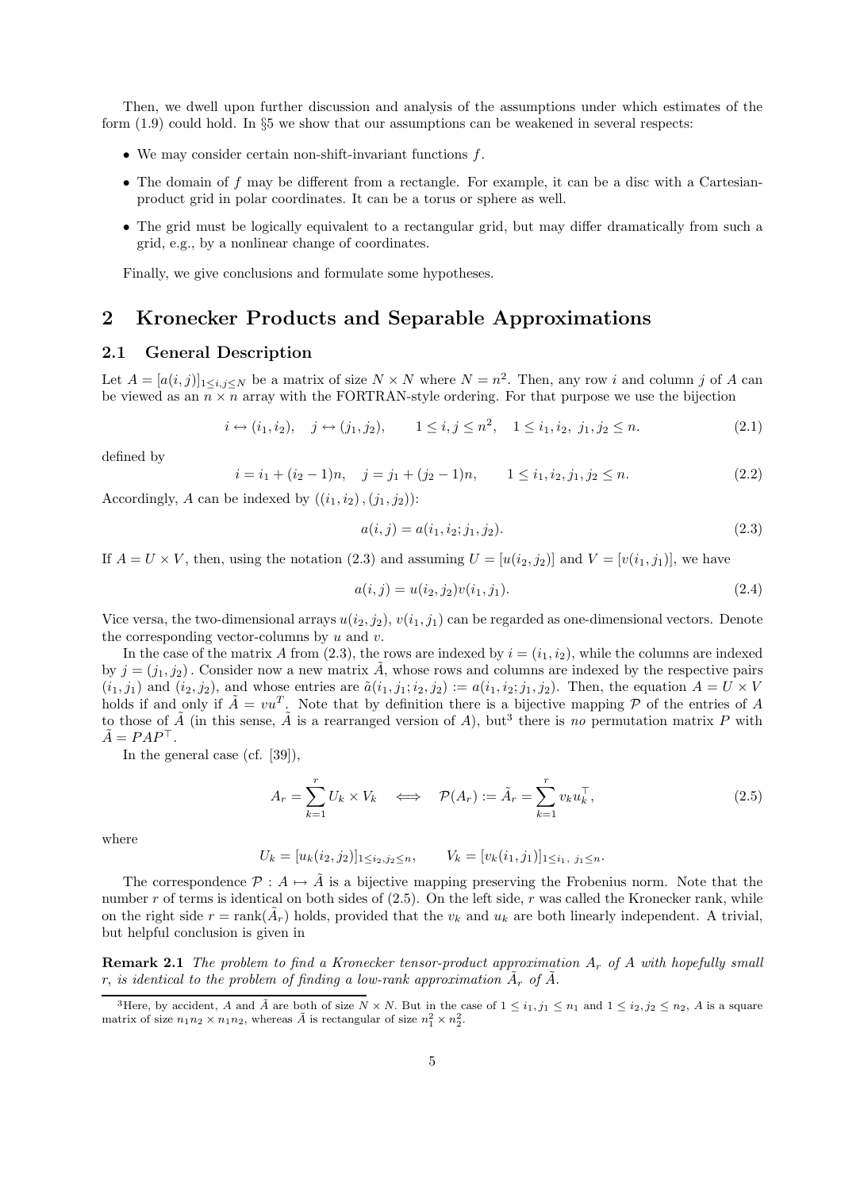Then, we dwell upon further discussion and analysis of the assumptions under which estimates of the form (1.9) could hold. In §5 we show that our assumptions can be weakened in several respects:

- We may consider certain non-shift-invariant functions $f$.
- The domain of $f$ may be different from a rectangle. For example, it can be a disc with a Cartesian-product grid in polar coordinates. It can be a torus or sphere as well.
- The grid must be logically equivalent to a rectangular grid, but may differ dramatically from such a grid, e.g., by a nonlinear change of coordinates.

Finally, we give conclusions and formulate some hypotheses.

## 2 Kronecker Products and Separable Approximations

### 2.1 General Description

Let $A = [a(i,j)]_{1 \le i,j \le N}$ be a matrix of size $N \times N$ where $N = n^2$. Then, any row $i$ and column $j$ of $A$ can be viewed as an $n \times n$ array with the FORTRAN-style ordering. For that purpose we use the bijection

$$i \leftrightarrow (i_1, i_2), \quad j \leftrightarrow (j_1, j_2), \qquad 1 \le i, j \le n^2, \quad 1 \le i_1, i_2,\ j_1, j_2 \le n. \tag{2.1}$$

defined by

$$i = i_1 + (i_2 - 1)n, \quad j = j_1 + (j_2 - 1)n, \qquad 1 \le i_1, i_2, j_1, j_2 \le n. \tag{2.2}$$

Accordingly, $A$ can be indexed by $((i_1, i_2), (j_1, j_2))$:

$$a(i,j) = a(i_1, i_2; j_1, j_2). \tag{2.3}$$

If $A = U \times V$, then, using the notation (2.3) and assuming $U = [u(i_2, j_2)]$ and $V = [v(i_1, j_1)]$, we have

$$a(i,j) = u(i_2, j_2) v(i_1, j_1). \tag{2.4}$$

Vice versa, the two-dimensional arrays $u(i_2, j_2)$, $v(i_1, j_1)$ can be regarded as one-dimensional vectors. Denote the corresponding vector-columns by $u$ and $v$.

In the case of the matrix $A$ from (2.3), the rows are indexed by $i = (i_1, i_2)$, while the columns are indexed by $j = (j_1, j_2)$. Consider now a new matrix $\tilde{A}$, whose rows and columns are indexed by the respective pairs $(i_1, j_1)$ and $(i_2, j_2)$, and whose entries are $\tilde{a}(i_1, j_1; i_2, j_2) := a(i_1, i_2; j_1, j_2)$. Then, the equation $A = U \times V$ holds if and only if $\tilde{A} = vu^T$. Note that by definition there is a bijective mapping $\mathcal{P}$ of the entries of $A$ to those of $\tilde{A}$ (in this sense, $\tilde{A}$ is a rearranged version of $A$), but[3] there is *no* permutation matrix $P$ with $\tilde{A} = PAP^\top$.

In the general case (cf. [39]),

$$A_r = \sum_{k=1}^{r} U_k \times V_k \quad \Longleftrightarrow \quad \mathcal{P}(A_r) := \tilde{A}_r = \sum_{k=1}^{r} v_k u_k^\top, \tag{2.5}$$

where

$$U_k = [u_k(i_2, j_2)]_{1 \le i_2, j_2 \le n}, \qquad V_k = [v_k(i_1, j_1)]_{1 \le i_1,\ j_1 \le n}.$$

The correspondence $\mathcal{P} : A \mapsto \tilde{A}$ is a bijective mapping preserving the Frobenius norm. Note that the number $r$ of terms is identical on both sides of (2.5). On the left side, $r$ was called the Kronecker rank, while on the right side $r = \operatorname{rank}(\tilde{A}_r)$ holds, provided that the $v_k$ and $u_k$ are both linearly independent. A trivial, but helpful conclusion is given in

**Remark 2.1** *The problem to find a Kronecker tensor-product approximation $A_r$ of $A$ with hopefully small $r$, is identical to the problem of finding a low-rank approximation $\tilde{A}_r$ of $\tilde{A}$.*

[3] Here, by accident, $A$ and $\tilde{A}$ are both of size $N \times N$. But in the case of $1 \le i_1, j_1 \le n_1$ and $1 \le i_2, j_2 \le n_2$, $A$ is a square matrix of size $n_1 n_2 \times n_1 n_2$, whereas $\tilde{A}$ is rectangular of size $n_1^2 \times n_2^2$.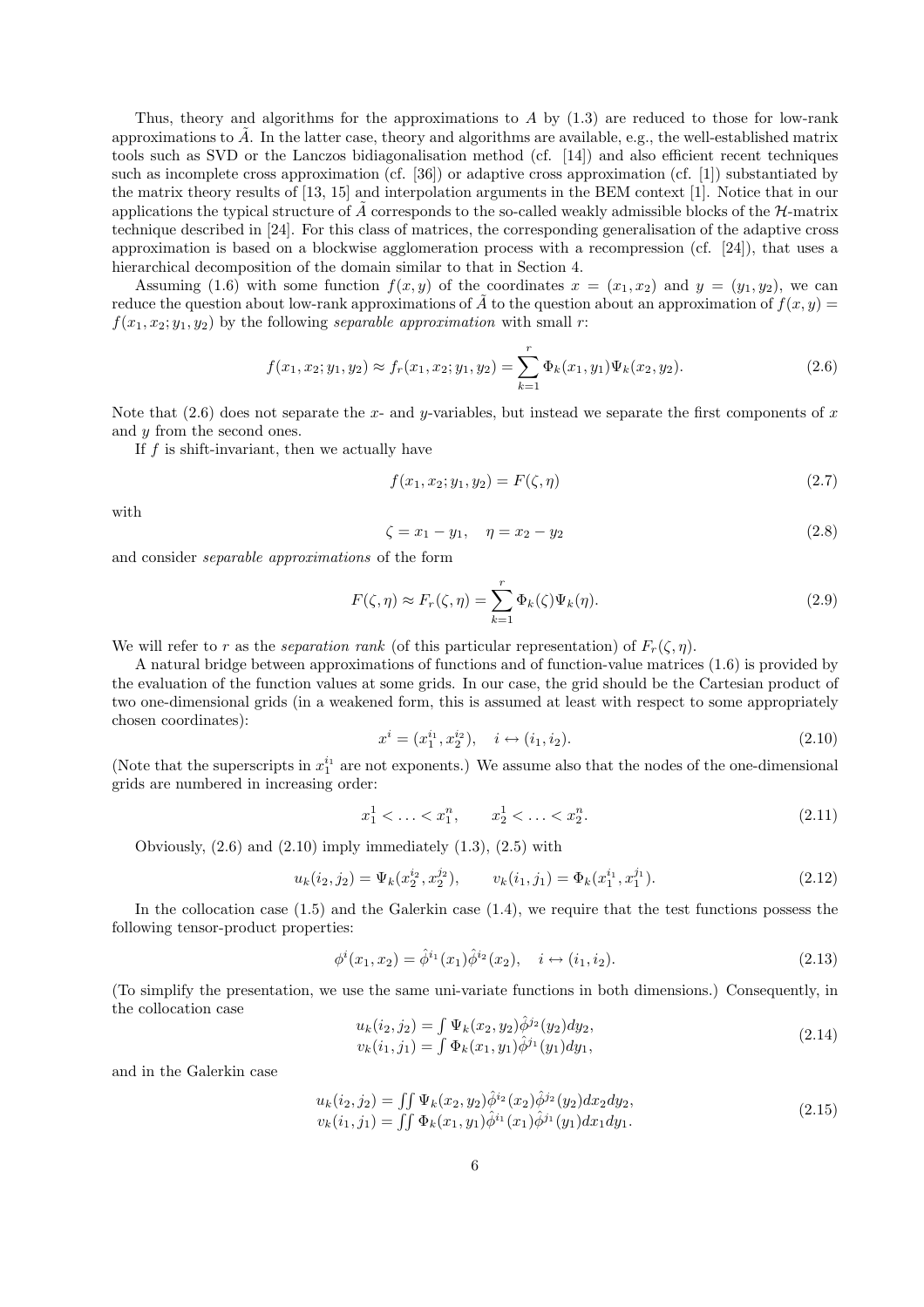Thus, theory and algorithms for the approximations to $A$ by (1.3) are reduced to those for low-rank approximations to $\tilde{A}$. In the latter case, theory and algorithms are available, e.g., the well-established matrix tools such as SVD or the Lanczos bidiagonalisation method (cf. [14]) and also efficient recent techniques such as incomplete cross approximation (cf. [36]) or adaptive cross approximation (cf. [1]) substantiated by the matrix theory results of [13, 15] and interpolation arguments in the BEM context [1]. Notice that in our applications the typical structure of $\tilde{A}$ corresponds to the so-called weakly admissible blocks of the $\mathcal{H}$-matrix technique described in [24]. For this class of matrices, the corresponding generalisation of the adaptive cross approximation is based on a blockwise agglomeration process with a recompression (cf. [24]), that uses a hierarchical decomposition of the domain similar to that in Section 4.

Assuming (1.6) with some function $f(x, y)$ of the coordinates $x = (x_1, x_2)$ and $y = (y_1, y_2)$, we can reduce the question about low-rank approximations of $\tilde{A}$ to the question about an approximation of $f(x, y) = f(x_1, x_2; y_1, y_2)$ by the following *separable approximation* with small $r$:

$$f(x_1, x_2; y_1, y_2) \approx f_r(x_1, x_2; y_1, y_2) = \sum_{k=1}^{r} \Phi_k(x_1, y_1)\Psi_k(x_2, y_2). \tag{2.6}$$

Note that (2.6) does not separate the $x$- and $y$-variables, but instead we separate the first components of $x$ and $y$ from the second ones.

If $f$ is shift-invariant, then we actually have

$$f(x_1, x_2; y_1, y_2) = F(\zeta, \eta) \tag{2.7}$$

with

$$\zeta = x_1 - y_1, \quad \eta = x_2 - y_2 \tag{2.8}$$

and consider *separable approximations* of the form

$$F(\zeta, \eta) \approx F_r(\zeta, \eta) = \sum_{k=1}^{r} \Phi_k(\zeta)\Psi_k(\eta). \tag{2.9}$$

We will refer to $r$ as the *separation rank* (of this particular representation) of $F_r(\zeta, \eta)$.

A natural bridge between approximations of functions and of function-value matrices (1.6) is provided by the evaluation of the function values at some grids. In our case, the grid should be the Cartesian product of two one-dimensional grids (in a weakened form, this is assumed at least with respect to some appropriately chosen coordinates):

$$x^i = (x_1^{i_1}, x_2^{i_2}), \quad i \leftrightarrow (i_1, i_2). \tag{2.10}$$

(Note that the superscripts in $x_1^{i_1}$ are not exponents.) We assume also that the nodes of the one-dimensional grids are numbered in increasing order:

$$x_1^1 < \ldots < x_1^n, \qquad x_2^1 < \ldots < x_2^n. \tag{2.11}$$

Obviously, (2.6) and (2.10) imply immediately (1.3), (2.5) with

$$u_k(i_2, j_2) = \Psi_k(x_2^{i_2}, x_2^{j_2}), \qquad v_k(i_1, j_1) = \Phi_k(x_1^{i_1}, x_1^{j_1}). \tag{2.12}$$

In the collocation case (1.5) and the Galerkin case (1.4), we require that the test functions possess the following tensor-product properties:

$$\phi^i(x_1, x_2) = \hat{\phi}^{i_1}(x_1)\hat{\phi}^{i_2}(x_2), \quad i \leftrightarrow (i_1, i_2). \tag{2.13}$$

(To simplify the presentation, we use the same uni-variate functions in both dimensions.) Consequently, in the collocation case

$$\begin{aligned} u_k(i_2, j_2) &= \textstyle\int \Psi_k(x_2, y_2)\hat{\phi}^{j_2}(y_2)dy_2, \\ v_k(i_1, j_1) &= \textstyle\int \Phi_k(x_1, y_1)\hat{\phi}^{j_1}(y_1)dy_1, \end{aligned} \tag{2.14}$$

and in the Galerkin case

$$\begin{aligned} u_k(i_2, j_2) &= \textstyle\iint \Psi_k(x_2, y_2)\hat{\phi}^{i_2}(x_2)\hat{\phi}^{j_2}(y_2)dx_2dy_2, \\ v_k(i_1, j_1) &= \textstyle\iint \Phi_k(x_1, y_1)\hat{\phi}^{i_1}(x_1)\hat{\phi}^{j_1}(y_1)dx_1dy_1. \end{aligned} \tag{2.15}$$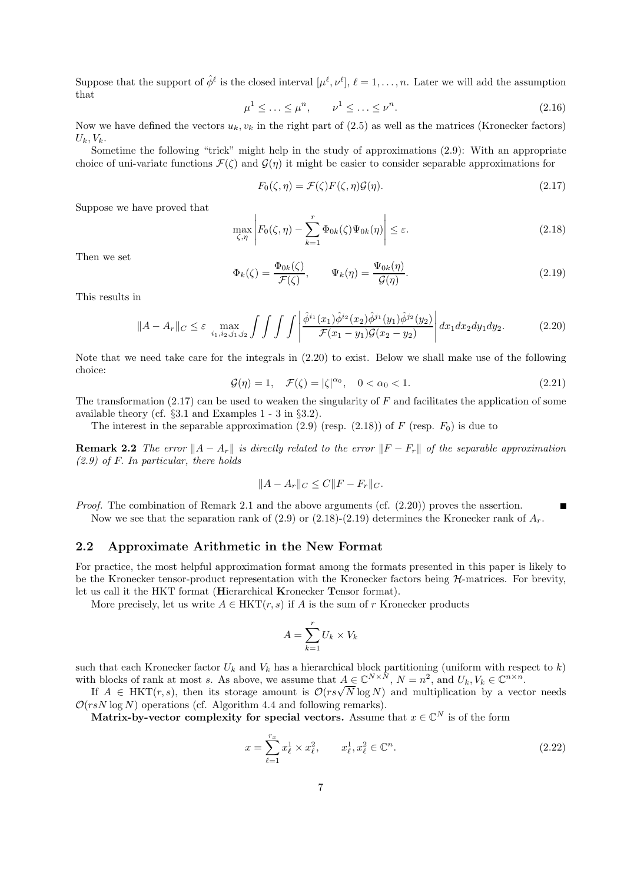Suppose that the support of $\hat{\phi}^\ell$ is the closed interval $[\mu^\ell, \nu^\ell]$, $\ell = 1, \dots, n$. Later we will add the assumption that

$$\mu^1 \le \ldots \le \mu^n, \qquad \nu^1 \le \ldots \le \nu^n. \tag{2.16}$$

Now we have defined the vectors $u_k, v_k$ in the right part of (2.5) as well as the matrices (Kronecker factors) $U_k, V_k$.

Sometime the following "trick" might help in the study of approximations (2.9): With an appropriate choice of uni-variate functions $\mathcal{F}(\zeta)$ and $\mathcal{G}(\eta)$ it might be easier to consider separable approximations for

$$F_0(\zeta, \eta) = \mathcal{F}(\zeta) F(\zeta, \eta) \mathcal{G}(\eta). \tag{2.17}$$

Suppose we have proved that

$$\max_{\zeta,\eta} \left| F_0(\zeta, \eta) - \sum_{k=1}^{r} \Phi_{0k}(\zeta) \Psi_{0k}(\eta) \right| \le \varepsilon. \tag{2.18}$$

Then we set

$$\Phi_k(\zeta) = \frac{\Phi_{0k}(\zeta)}{\mathcal{F}(\zeta)}, \qquad \Psi_k(\eta) = \frac{\Psi_{0k}(\eta)}{\mathcal{G}(\eta)}. \tag{2.19}$$

This results in

$$\|A - A_r\|_C \le \varepsilon \max_{i_1, i_2, j_1, j_2} \int\int\int\int \left| \frac{\hat{\phi}^{i_1}(x_1)\hat{\phi}^{i_2}(x_2)\hat{\phi}^{j_1}(y_1)\hat{\phi}^{j_2}(y_2)}{\mathcal{F}(x_1 - y_1)\mathcal{G}(x_2 - y_2)} \right| dx_1 dx_2 dy_1 dy_2. \tag{2.20}$$

Note that we need take care for the integrals in (2.20) to exist. Below we shall make use of the following choice:

$$\mathcal{G}(\eta) = 1, \quad \mathcal{F}(\zeta) = |\zeta|^{\alpha_0}, \quad 0 < \alpha_0 < 1. \tag{2.21}$$

The transformation (2.17) can be used to weaken the singularity of $F$ and facilitates the application of some available theory (cf. §3.1 and Examples 1 - 3 in §3.2).

The interest in the separable approximation (2.9) (resp. (2.18)) of $F$ (resp. $F_0$) is due to

**Remark 2.2** *The error $\|A - A_r\|$ is directly related to the error $\|F - F_r\|$ of the separable approximation (2.9) of $F$. In particular, there holds*

$$\|A - A_r\|_C \le C \|F - F_r\|_C.$$

*Proof.* The combination of Remark 2.1 and the above arguments (cf. (2.20)) proves the assertion. ∎

Now we see that the separation rank of (2.9) or (2.18)-(2.19) determines the Kronecker rank of $A_r$.

## 2.2 Approximate Arithmetic in the New Format

For practice, the most helpful approximation format among the formats presented in this paper is likely to be the Kronecker tensor-product representation with the Kronecker factors being $\mathcal{H}$-matrices. For brevity, let us call it the HKT format (**H**ierarchical **K**ronecker **T**ensor format).

More precisely, let us write $A \in \mathrm{HKT}(r, s)$ if $A$ is the sum of $r$ Kronecker products

$$A = \sum_{k=1}^{r} U_k \times V_k$$

such that each Kronecker factor $U_k$ and $V_k$ has a hierarchical block partitioning (uniform with respect to $k$) with blocks of rank at most $s$. As above, we assume that $A \in \mathbb{C}^{N \times N}$, $N = n^2$, and $U_k, V_k \in \mathbb{C}^{n \times n}$.

If $A \in \mathrm{HKT}(r, s)$, then its storage amount is $\mathcal{O}(rs\sqrt{N} \log N)$ and multiplication by a vector needs $\mathcal{O}(rsN \log N)$ operations (cf. Algorithm 4.4 and following remarks).

**Matrix-by-vector complexity for special vectors.** Assume that $x \in \mathbb{C}^N$ is of the form

$$x = \sum_{\ell=1}^{r_x} x_\ell^1 \times x_\ell^2, \qquad x_\ell^1, x_\ell^2 \in \mathbb{C}^n. \tag{2.22}$$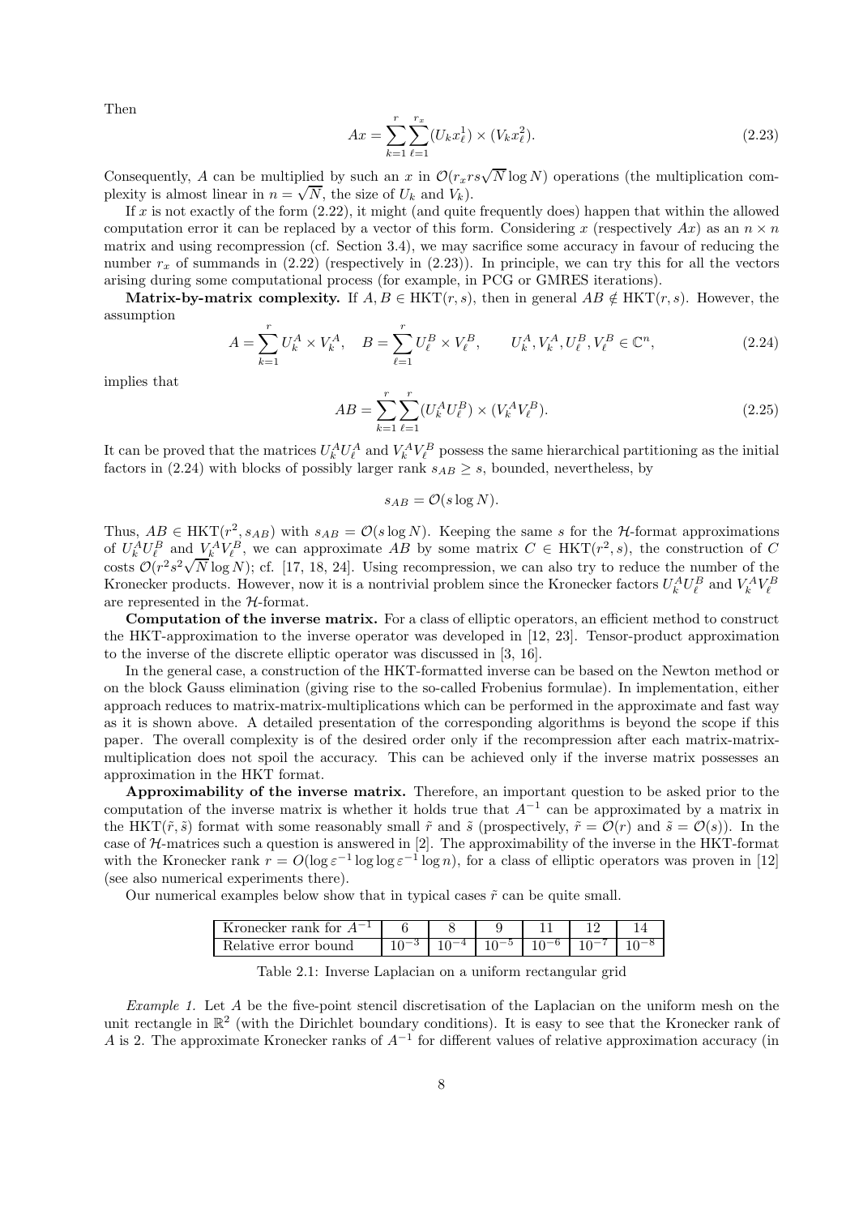Then

$$Ax = \sum_{k=1}^{r}\sum_{\ell=1}^{r_x} (U_k x_\ell^1) \times (V_k x_\ell^2). \tag{2.23}$$

Consequently, $A$ can be multiplied by such an $x$ in $\mathcal{O}(r_x r s \sqrt{N} \log N)$ operations (the multiplication complexity is almost linear in $n = \sqrt{N}$, the size of $U_k$ and $V_k$).

If $x$ is not exactly of the form (2.22), it might (and quite frequently does) happen that within the allowed computation error it can be replaced by a vector of this form. Considering $x$ (respectively $Ax$) as an $n \times n$ matrix and using recompression (cf. Section 3.4), we may sacrifice some accuracy in favour of reducing the number $r_x$ of summands in (2.22) (respectively in (2.23)). In principle, we can try this for all the vectors arising during some computational process (for example, in PCG or GMRES iterations).

**Matrix-by-matrix complexity.** If $A, B \in \mathrm{HKT}(r, s)$, then in general $AB \notin \mathrm{HKT}(r, s)$. However, the assumption

$$A = \sum_{k=1}^{r} U_k^A \times V_k^A, \quad B = \sum_{\ell=1}^{r} U_\ell^B \times V_\ell^B, \qquad U_k^A, V_k^A, U_\ell^B, V_\ell^B \in \mathbb{C}^n, \tag{2.24}$$

implies that

$$AB = \sum_{k=1}^{r}\sum_{\ell=1}^{r} (U_k^A U_\ell^B) \times (V_k^A V_\ell^B). \tag{2.25}$$

It can be proved that the matrices $U_k^A U_\ell^A$ and $V_k^A V_\ell^B$ possess the same hierarchical partitioning as the initial factors in (2.24) with blocks of possibly larger rank $s_{AB} \geq s$, bounded, nevertheless, by

$$s_{AB} = \mathcal{O}(s \log N).$$

Thus, $AB \in \mathrm{HKT}(r^2, s_{AB})$ with $s_{AB} = \mathcal{O}(s \log N)$. Keeping the same $s$ for the $\mathcal{H}$-format approximations of $U_k^A U_\ell^B$ and $V_k^A V_\ell^B$, we can approximate $AB$ by some matrix $C \in \mathrm{HKT}(r^2, s)$, the construction of $C$ costs $\mathcal{O}(r^2 s^2 \sqrt{N} \log N)$; cf. [17, 18, 24]. Using recompression, we can also try to reduce the number of the Kronecker products. However, now it is a nontrivial problem since the Kronecker factors $U_k^A U_\ell^B$ and $V_k^A V_\ell^B$ are represented in the $\mathcal{H}$-format.

**Computation of the inverse matrix.** For a class of elliptic operators, an efficient method to construct the HKT-approximation to the inverse operator was developed in [12, 23]. Tensor-product approximation to the inverse of the discrete elliptic operator was discussed in [3, 16].

In the general case, a construction of the HKT-formatted inverse can be based on the Newton method or on the block Gauss elimination (giving rise to the so-called Frobenius formulae). In implementation, either approach reduces to matrix-matrix-multiplications which can be performed in the approximate and fast way as it is shown above. A detailed presentation of the corresponding algorithms is beyond the scope if this paper. The overall complexity is of the desired order only if the recompression after each matrix-matrix-multiplication does not spoil the accuracy. This can be achieved only if the inverse matrix possesses an approximation in the HKT format.

**Approximability of the inverse matrix.** Therefore, an important question to be asked prior to the computation of the inverse matrix is whether it holds true that $A^{-1}$ can be approximated by a matrix in the $\mathrm{HKT}(\tilde{r}, \tilde{s})$ format with some reasonably small $\tilde{r}$ and $\tilde{s}$ (prospectively, $\tilde{r} = \mathcal{O}(r)$ and $\tilde{s} = \mathcal{O}(s)$). In the case of $\mathcal{H}$-matrices such a question is answered in [2]. The approximability of the inverse in the HKT-format with the Kronecker rank $r = O(\log \varepsilon^{-1} \log\log \varepsilon^{-1} \log n)$, for a class of elliptic operators was proven in [12] (see also numerical experiments there).

Our numerical examples below show that in typical cases $\tilde{r}$ can be quite small.

| Kronecker rank for $A^{-1}$ | 6 | 8 | 9 | 11 | 12 | 14 |
|---|---|---|---|---|---|---|
| Relative error bound | $10^{-3}$ | $10^{-4}$ | $10^{-5}$ | $10^{-6}$ | $10^{-7}$ | $10^{-8}$ |

Table 2.1: Inverse Laplacian on a uniform rectangular grid

*Example 1.* Let $A$ be the five-point stencil discretisation of the Laplacian on the uniform mesh on the unit rectangle in $\mathbb{R}^2$ (with the Dirichlet boundary conditions). It is easy to see that the Kronecker rank of $A$ is 2. The approximate Kronecker ranks of $A^{-1}$ for different values of relative approximation accuracy (in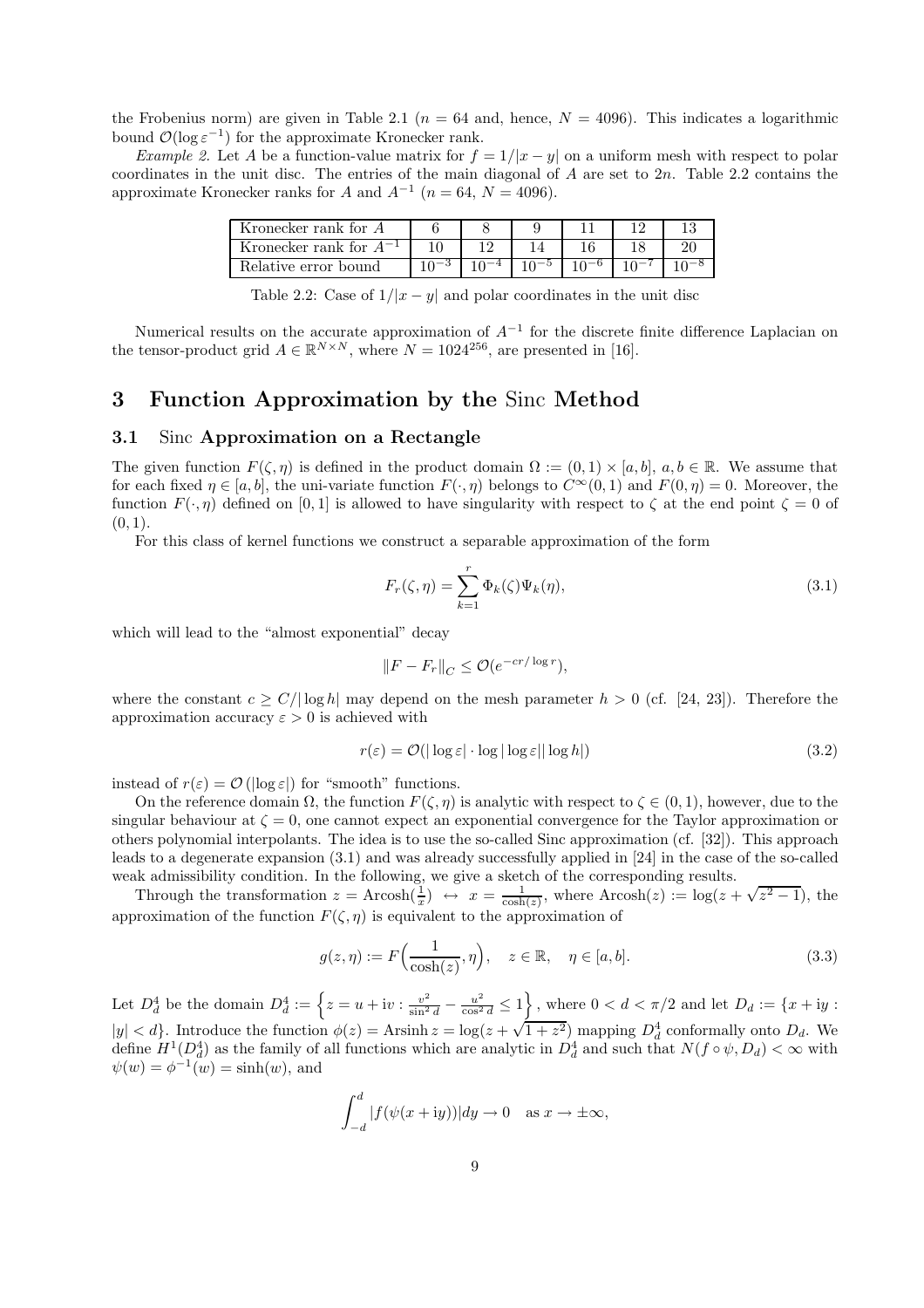the Frobenius norm) are given in Table 2.1 ($n = 64$ and, hence, $N = 4096$). This indicates a logarithmic bound $\mathcal{O}(\log \varepsilon^{-1})$ for the approximate Kronecker rank.

*Example 2.* Let $A$ be a function-value matrix for $f = 1/|x - y|$ on a uniform mesh with respect to polar coordinates in the unit disc. The entries of the main diagonal of $A$ are set to $2n$. Table 2.2 contains the approximate Kronecker ranks for $A$ and $A^{-1}$ ($n = 64$, $N = 4096$).

| Kronecker rank for $A$ | 6 | 8 | 9 | 11 | 12 | 13 |
|---|---|---|---|---|---|---|
| Kronecker rank for $A^{-1}$ | 10 | 12 | 14 | 16 | 18 | 20 |
| Relative error bound | $10^{-3}$ | $10^{-4}$ | $10^{-5}$ | $10^{-6}$ | $10^{-7}$ | $10^{-8}$ |

Table 2.2: Case of $1/|x - y|$ and polar coordinates in the unit disc

Numerical results on the accurate approximation of $A^{-1}$ for the discrete finite difference Laplacian on the tensor-product grid $A \in \mathbb{R}^{N \times N}$, where $N = 1024^{256}$, are presented in [16].

# 3 Function Approximation by the Sinc Method

## 3.1 Sinc Approximation on a Rectangle

The given function $F(\zeta, \eta)$ is defined in the product domain $\Omega := (0, 1) \times [a, b]$, $a, b \in \mathbb{R}$. We assume that for each fixed $\eta \in [a, b]$, the uni-variate function $F(\cdot, \eta)$ belongs to $C^\infty(0, 1)$ and $F(0, \eta) = 0$. Moreover, the function $F(\cdot, \eta)$ defined on $[0, 1]$ is allowed to have singularity with respect to $\zeta$ at the end point $\zeta = 0$ of $(0, 1)$.

For this class of kernel functions we construct a separable approximation of the form

$$F_r(\zeta, \eta) = \sum_{k=1}^{r} \Phi_k(\zeta) \Psi_k(\eta), \tag{3.1}$$

which will lead to the "almost exponential" decay

$$\|F - F_r\|_C \leq \mathcal{O}(e^{-cr/\log r}),$$

where the constant $c \geq C/|\log h|$ may depend on the mesh parameter $h > 0$ (cf. [24, 23]). Therefore the approximation accuracy $\varepsilon > 0$ is achieved with

$$r(\varepsilon) = \mathcal{O}(|\log \varepsilon| \cdot \log |\log \varepsilon| |\log h|) \tag{3.2}$$

instead of $r(\varepsilon) = \mathcal{O}(|\log \varepsilon|)$ for "smooth" functions.

On the reference domain $\Omega$, the function $F(\zeta, \eta)$ is analytic with respect to $\zeta \in (0, 1)$, however, due to the singular behaviour at $\zeta = 0$, one cannot expect an exponential convergence for the Taylor approximation or others polynomial interpolants. The idea is to use the so-called Sinc approximation (cf. [32]). This approach leads to a degenerate expansion (3.1) and was already successfully applied in [24] in the case of the so-called weak admissibility condition. In the following, we give a sketch of the corresponding results.

Through the transformation $z = \operatorname{Arcosh}(\frac{1}{x}) \leftrightarrow x = \frac{1}{\cosh(z)}$, where $\operatorname{Arcosh}(z) := \log(z + \sqrt{z^2 - 1})$, the approximation of the function $F(\zeta, \eta)$ is equivalent to the approximation of

$$g(z, \eta) := F\Big(\frac{1}{\cosh(z)}, \eta\Big), \quad z \in \mathbb{R}, \quad \eta \in [a, b]. \tag{3.3}$$

Let $D_d^4$ be the domain $D_d^4 := \left\{ z = u + \mathrm{i}v : \frac{v^2}{\sin^2 d} - \frac{u^2}{\cos^2 d} \leq 1 \right\}$, where $0 < d < \pi/2$ and let $D_d := \{x + \mathrm{i}y : |y| < d\}$. Introduce the function $\phi(z) = \operatorname{Arsinh} z = \log(z + \sqrt{1 + z^2})$ mapping $D_d^4$ conformally onto $D_d$. We define $H^1(D_d^4)$ as the family of all functions which are analytic in $D_d^4$ and such that $N(f \circ \psi, D_d) < \infty$ with $\psi(w) = \phi^{-1}(w) = \sinh(w)$, and

$$\int_{-d}^{d} |f(\psi(x + \mathrm{i}y))| dy \to 0 \quad \text{as } x \to \pm\infty,$$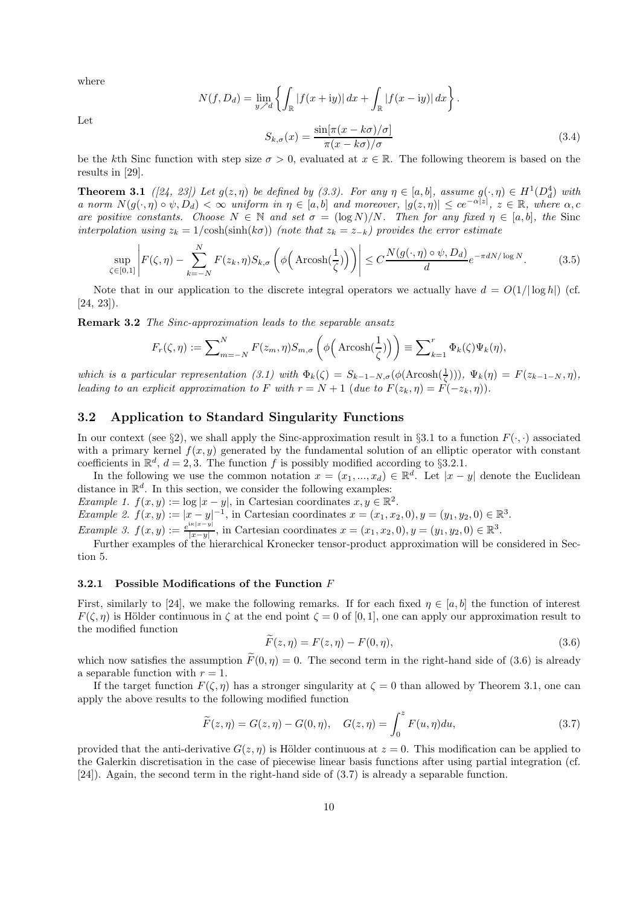where

$$N(f, D_d) = \lim_{y \nearrow d} \left\{ \int_{\mathbb{R}} |f(x + \mathrm{i}y)|\, dx + \int_{\mathbb{R}} |f(x - \mathrm{i}y)|\, dx \right\}.$$

Let

$$S_{k,\sigma}(x) = \frac{\sin[\pi(x - k\sigma)/\sigma]}{\pi(x - k\sigma)/\sigma} \tag{3.4}$$

be the $k$th Sinc function with step size $\sigma > 0$, evaluated at $x \in \mathbb{R}$. The following theorem is based on the results in [29].

**Theorem 3.1** *([24, 23]) Let $g(z, \eta)$ be defined by (3.3). For any $\eta \in [a, b]$, assume $g(\cdot, \eta) \in H^1(D_d^4)$ with a norm $N(g(\cdot, \eta) \circ \psi, D_d) < \infty$ uniform in $\eta \in [a, b]$ and moreover, $|g(z, \eta)| \leq c e^{-\alpha |z|}$, $z \in \mathbb{R}$, where $\alpha, c$ are positive constants. Choose $N \in \mathbb{N}$ and set $\sigma = (\log N)/N$. Then for any fixed $\eta \in [a, b]$, the* Sinc *interpolation using $z_k = 1/\cosh(\sinh(k\sigma))$ (note that $z_k = z_{-k}$) provides the error estimate*

$$\sup_{\zeta \in [0,1]} \left| F(\zeta, \eta) - \sum_{k=-N}^{N} F(z_k, \eta) S_{k,\sigma}\left( \phi\Big( \operatorname{Arcosh}(\frac{1}{\zeta}) \Big) \right) \right| \leq C \frac{N(g(\cdot, \eta) \circ \psi, D_d)}{d} e^{-\pi d N / \log N}. \tag{3.5}$$

Note that in our application to the discrete integral operators we actually have $d = O(1/|\log h|)$ (cf. [24, 23]).

**Remark 3.2** *The Sinc-approximation leads to the separable ansatz*

$$F_r(\zeta, \eta) := \sum\nolimits_{m=-N}^{N} F(z_m, \eta) S_{m,\sigma}\left( \phi\Big( \operatorname{Arcosh}(\frac{1}{\zeta}) \Big) \right) \equiv \sum\nolimits_{k=1}^{r} \Phi_k(\zeta) \Psi_k(\eta),$$

*which is a particular representation (3.1) with $\Phi_k(\zeta) = S_{k-1-N,\sigma}(\phi(\operatorname{Arcosh}(\frac{1}{\zeta})))$, $\Psi_k(\eta) = F(z_{k-1-N}, \eta)$, leading to an explicit approximation to $F$ with $r = N + 1$ (due to $F(z_k, \eta) = F(-z_k, \eta)$).*

## 3.2 Application to Standard Singularity Functions

In our context (see §2), we shall apply the Sinc-approximation result in §3.1 to a function $F(\cdot, \cdot)$ associated with a primary kernel $f(x, y)$ generated by the fundamental solution of an elliptic operator with constant coefficients in $\mathbb{R}^d$, $d = 2, 3$. The function $f$ is possibly modified according to §3.2.1.

In the following we use the common notation $x = (x_1, ..., x_d) \in \mathbb{R}^d$. Let $|x - y|$ denote the Euclidean distance in $\mathbb{R}^d$. In this section, we consider the following examples:

*Example 1.* $f(x, y) := \log |x - y|$, in Cartesian coordinates $x, y \in \mathbb{R}^2$.

*Example 2.* $f(x, y) := |x - y|^{-1}$, in Cartesian coordinates $x = (x_1, x_2, 0), y = (y_1, y_2, 0) \in \mathbb{R}^3$.

*Example 3.* $f(x, y) := \frac{e^{\mathrm{i}\kappa |x - y|}}{|x - y|}$, in Cartesian coordinates $x = (x_1, x_2, 0), y = (y_1, y_2, 0) \in \mathbb{R}^3$.

Further examples of the hierarchical Kronecker tensor-product approximation will be considered in Section 5.

### 3.2.1 Possible Modifications of the Function $F$

First, similarly to [24], we make the following remarks. If for each fixed $\eta \in [a, b]$ the function of interest $F(\zeta, \eta)$ is Hölder continuous in $\zeta$ at the end point $\zeta = 0$ of $[0, 1]$, one can apply our approximation result to the modified function

$$\widetilde{F}(z, \eta) = F(z, \eta) - F(0, \eta), \tag{3.6}$$

which now satisfies the assumption $\widetilde{F}(0, \eta) = 0$. The second term in the right-hand side of (3.6) is already a separable function with $r = 1$.

If the target function $F(\zeta, \eta)$ has a stronger singularity at $\zeta = 0$ than allowed by Theorem 3.1, one can apply the above results to the following modified function

$$\widetilde{F}(z, \eta) = G(z, \eta) - G(0, \eta), \quad G(z, \eta) = \int_0^z F(u, \eta) du, \tag{3.7}$$

provided that the anti-derivative $G(z, \eta)$ is Hölder continuous at $z = 0$. This modification can be applied to the Galerkin discretisation in the case of piecewise linear basis functions after using partial integration (cf. [24]). Again, the second term in the right-hand side of (3.7) is already a separable function.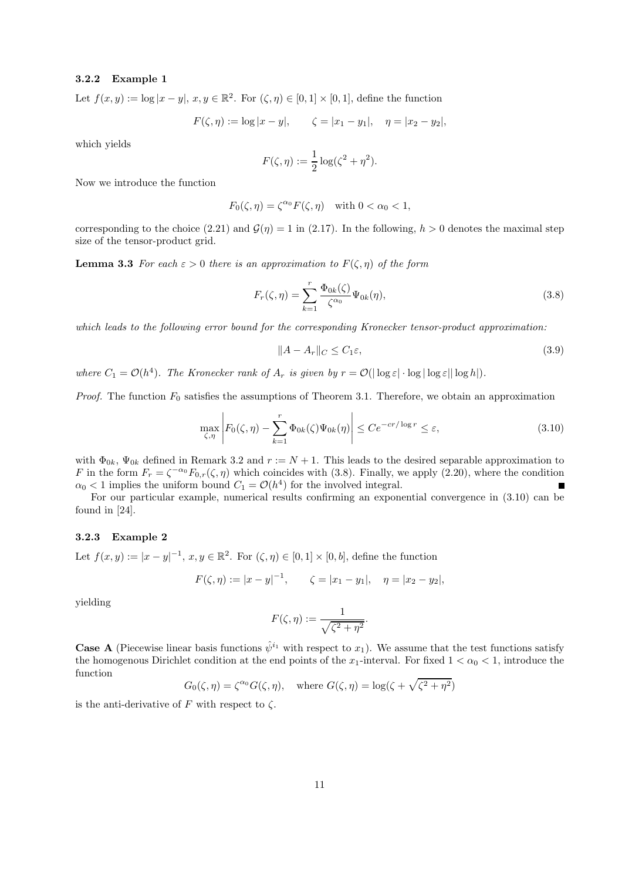### 3.2.2 Example 1

Let $f(x, y) := \log |x - y|$, $x, y \in \mathbb{R}^2$. For $(\zeta, \eta) \in [0, 1] \times [0, 1]$, define the function

$$F(\zeta, \eta) := \log |x - y|, \qquad \zeta = |x_1 - y_1|, \quad \eta = |x_2 - y_2|,$$

which yields

$$F(\zeta, \eta) := \frac{1}{2} \log(\zeta^2 + \eta^2).$$

Now we introduce the function

$$F_0(\zeta, \eta) = \zeta^{\alpha_0} F(\zeta, \eta) \quad \text{with } 0 < \alpha_0 < 1,$$

corresponding to the choice (2.21) and $\mathcal{G}(\eta) = 1$ in (2.17). In the following, $h > 0$ denotes the maximal step size of the tensor-product grid.

**Lemma 3.3** *For each $\varepsilon > 0$ there is an approximation to $F(\zeta, \eta)$ of the form*

$$F_r(\zeta, \eta) = \sum_{k=1}^{r} \frac{\Phi_{0k}(\zeta)}{\zeta^{\alpha_0}} \Psi_{0k}(\eta), \tag{3.8}$$

*which leads to the following error bound for the corresponding Kronecker tensor-product approximation:*

$$\|A - A_r\|_C \leq C_1 \varepsilon, \tag{3.9}$$

*where $C_1 = \mathcal{O}(h^4)$. The Kronecker rank of $A_r$ is given by $r = \mathcal{O}(|\log \varepsilon| \cdot \log |\log \varepsilon| |\log h|)$.*

*Proof.* The function $F_0$ satisfies the assumptions of Theorem 3.1. Therefore, we obtain an approximation

$$\max_{\zeta, \eta} \left| F_0(\zeta, \eta) - \sum_{k=1}^{r} \Phi_{0k}(\zeta) \Psi_{0k}(\eta) \right| \leq C e^{-cr/\log r} \leq \varepsilon, \tag{3.10}$$

with $\Phi_{0k}$, $\Psi_{0k}$ defined in Remark 3.2 and $r := N + 1$. This leads to the desired separable approximation to $F$ in the form $F_r = \zeta^{-\alpha_0} F_{0,r}(\zeta, \eta)$ which coincides with (3.8). Finally, we apply (2.20), where the condition $\alpha_0 < 1$ implies the uniform bound $C_1 = \mathcal{O}(h^4)$ for the involved integral. ∎

For our particular example, numerical results confirming an exponential convergence in (3.10) can be found in [24].

### 3.2.3 Example 2

Let $f(x, y) := |x - y|^{-1}$, $x, y \in \mathbb{R}^2$. For $(\zeta, \eta) \in [0, 1] \times [0, b]$, define the function

$$F(\zeta, \eta) := |x - y|^{-1}, \qquad \zeta = |x_1 - y_1|, \quad \eta = |x_2 - y_2|,$$

yielding

$$F(\zeta, \eta) := \frac{1}{\sqrt{\zeta^2 + \eta^2}}.$$

**Case A** (Piecewise linear basis functions $\hat{\psi}^{i_1}$ with respect to $x_1$). We assume that the test functions satisfy the homogenous Dirichlet condition at the end points of the $x_1$-interval. For fixed $1 < \alpha_0 < 1$, introduce the function

$$G_0(\zeta, \eta) = \zeta^{\alpha_0} G(\zeta, \eta), \quad \text{where } G(\zeta, \eta) = \log(\zeta + \sqrt{\zeta^2 + \eta^2})$$

is the anti-derivative of $F$ with respect to $\zeta$.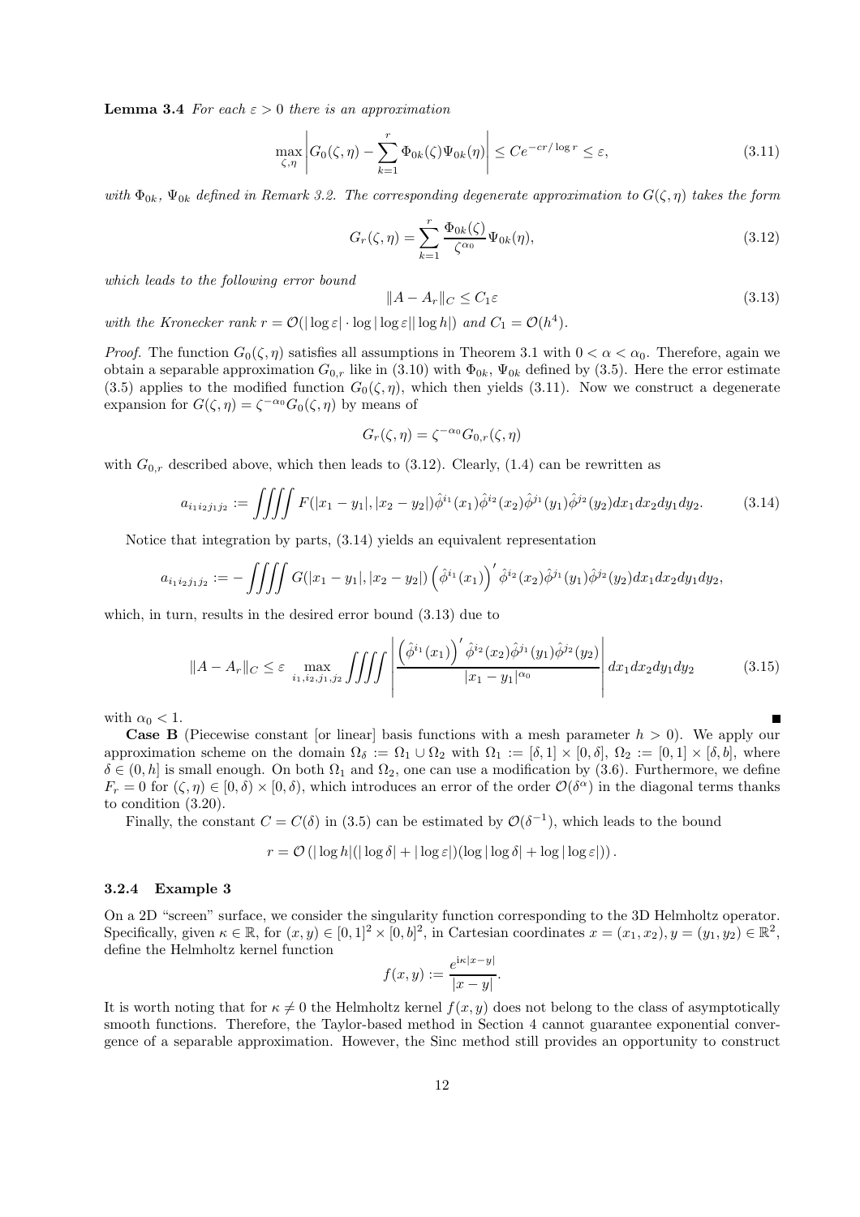**Lemma 3.4** *For each $\varepsilon > 0$ there is an approximation*

$$\max_{\zeta,\eta} \left| G_0(\zeta,\eta) - \sum_{k=1}^{r} \Phi_{0k}(\zeta)\Psi_{0k}(\eta) \right| \leq Ce^{-cr/\log r} \leq \varepsilon, \tag{3.11}$$

*with $\Phi_{0k}$, $\Psi_{0k}$ defined in Remark 3.2. The corresponding degenerate approximation to $G(\zeta,\eta)$ takes the form*

$$G_r(\zeta,\eta) = \sum_{k=1}^{r} \frac{\Phi_{0k}(\zeta)}{\zeta^{\alpha_0}} \Psi_{0k}(\eta), \tag{3.12}$$

*which leads to the following error bound*

$$\|A - A_r\|_C \leq C_1 \varepsilon \tag{3.13}$$

*with the Kronecker rank $r = \mathcal{O}(|\log \varepsilon| \cdot \log|\log \varepsilon| |\log h|)$ and $C_1 = \mathcal{O}(h^4)$.*

*Proof.* The function $G_0(\zeta,\eta)$ satisfies all assumptions in Theorem 3.1 with $0 < \alpha < \alpha_0$. Therefore, again we obtain a separable approximation $G_{0,r}$ like in (3.10) with $\Phi_{0k}$, $\Psi_{0k}$ defined by (3.5). Here the error estimate (3.5) applies to the modified function $G_0(\zeta,\eta)$, which then yields (3.11). Now we construct a degenerate expansion for $G(\zeta,\eta) = \zeta^{-\alpha_0} G_0(\zeta,\eta)$ by means of

$$G_r(\zeta,\eta) = \zeta^{-\alpha_0} G_{0,r}(\zeta,\eta)$$

with $G_{0,r}$ described above, which then leads to (3.12). Clearly, (1.4) can be rewritten as

$$a_{i_1 i_2 j_1 j_2} := \iiiint F(|x_1 - y_1|, |x_2 - y_2|) \hat{\phi}^{i_1}(x_1) \hat{\phi}^{i_2}(x_2) \hat{\phi}^{j_1}(y_1) \hat{\phi}^{j_2}(y_2) dx_1 dx_2 dy_1 dy_2. \tag{3.14}$$

Notice that integration by parts, (3.14) yields an equivalent representation

$$a_{i_1 i_2 j_1 j_2} := - \iiiint G(|x_1 - y_1|, |x_2 - y_2|) \left(\hat{\phi}^{i_1}(x_1)\right)' \hat{\phi}^{i_2}(x_2) \hat{\phi}^{j_1}(y_1) \hat{\phi}^{j_2}(y_2) dx_1 dx_2 dy_1 dy_2,$$

which, in turn, results in the desired error bound (3.13) due to

$$\|A - A_r\|_C \leq \varepsilon \max_{i_1,i_2,j_1,j_2} \iiiint \left| \frac{\left(\hat{\phi}^{i_1}(x_1)\right)' \hat{\phi}^{i_2}(x_2) \hat{\phi}^{j_1}(y_1) \hat{\phi}^{j_2}(y_2)}{|x_1 - y_1|^{\alpha_0}} \right| dx_1 dx_2 dy_1 dy_2 \tag{3.15}$$

with $\alpha_0 < 1$. ∎

**Case B** (Piecewise constant [or linear] basis functions with a mesh parameter $h > 0$). We apply our approximation scheme on the domain $\Omega_\delta := \Omega_1 \cup \Omega_2$ with $\Omega_1 := [\delta, 1] \times [0, \delta]$, $\Omega_2 := [0, 1] \times [\delta, b]$, where $\delta \in (0, h]$ is small enough. On both $\Omega_1$ and $\Omega_2$, one can use a modification by (3.6). Furthermore, we define $F_r = 0$ for $(\zeta, \eta) \in [0, \delta) \times [0, \delta)$, which introduces an error of the order $\mathcal{O}(\delta^\alpha)$ in the diagonal terms thanks to condition (3.20).

Finally, the constant $C = C(\delta)$ in (3.5) can be estimated by $\mathcal{O}(\delta^{-1})$, which leads to the bound

$$r = \mathcal{O}\left(|\log h|(|\log \delta| + |\log \varepsilon|)(\log|\log \delta| + \log|\log \varepsilon|)\right).$$

### 3.2.4 Example 3

On a 2D "screen" surface, we consider the singularity function corresponding to the 3D Helmholtz operator. Specifically, given $\kappa \in \mathbb{R}$, for $(x, y) \in [0, 1]^2 \times [0, b]^2$, in Cartesian coordinates $x = (x_1, x_2), y = (y_1, y_2) \in \mathbb{R}^2$, define the Helmholtz kernel function

$$f(x, y) := \frac{e^{i\kappa|x-y|}}{|x - y|}.$$

It is worth noting that for $\kappa \neq 0$ the Helmholtz kernel $f(x, y)$ does not belong to the class of asymptotically smooth functions. Therefore, the Taylor-based method in Section 4 cannot guarantee exponential convergence of a separable approximation. However, the Sinc method still provides an opportunity to construct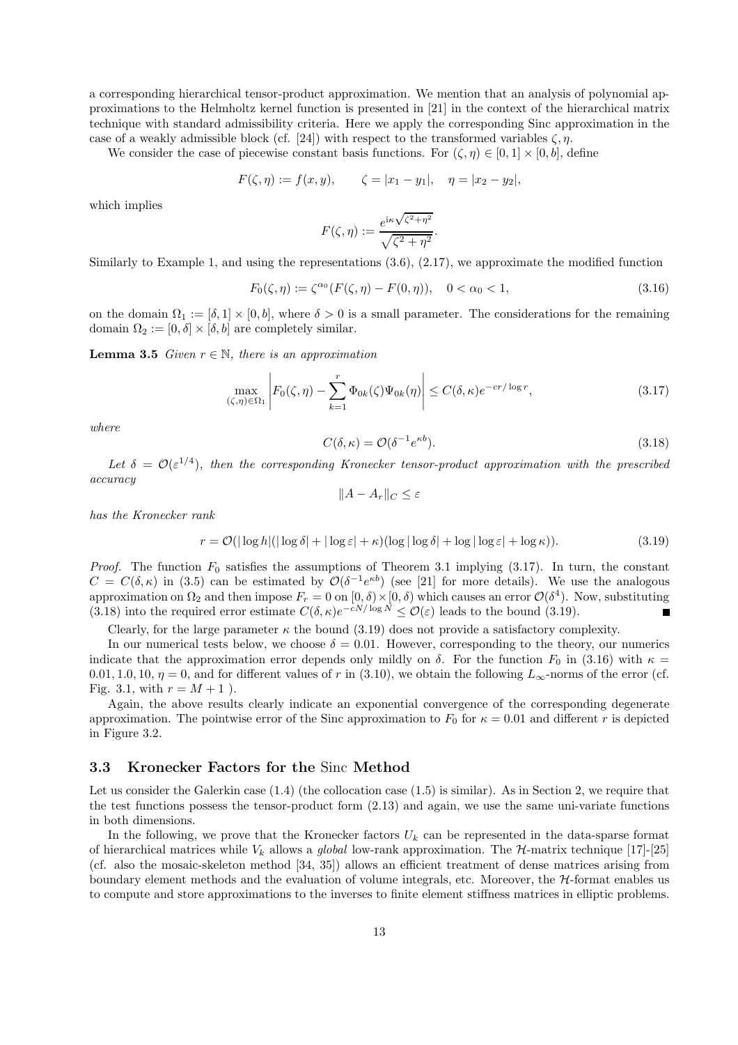a corresponding hierarchical tensor-product approximation. We mention that an analysis of polynomial approximations to the Helmholtz kernel function is presented in [21] in the context of the hierarchical matrix technique with standard admissibility criteria. Here we apply the corresponding Sinc approximation in the case of a weakly admissible block (cf. [24]) with respect to the transformed variables $\zeta, \eta$.

We consider the case of piecewise constant basis functions. For $(\zeta, \eta) \in [0, 1] \times [0, b]$, define

$$F(\zeta, \eta) := f(x, y), \qquad \zeta = |x_1 - y_1|, \quad \eta = |x_2 - y_2|,$$

which implies

$$F(\zeta, \eta) := \frac{e^{i\kappa\sqrt{\zeta^2+\eta^2}}}{\sqrt{\zeta^2 + \eta^2}}.$$

Similarly to Example 1, and using the representations (3.6), (2.17), we approximate the modified function

$$F_0(\zeta, \eta) := \zeta^{\alpha_0}(F(\zeta, \eta) - F(0, \eta)), \quad 0 < \alpha_0 < 1, \tag{3.16}$$

on the domain $\Omega_1 := [\delta, 1] \times [0, b]$, where $\delta > 0$ is a small parameter. The considerations for the remaining domain $\Omega_2 := [0, \delta] \times [\delta, b]$ are completely similar.

**Lemma 3.5** *Given $r \in \mathbb{N}$, there is an approximation*

$$\max_{(\zeta,\eta)\in\Omega_1} \left| F_0(\zeta, \eta) - \sum_{k=1}^{r} \Phi_{0k}(\zeta)\Psi_{0k}(\eta) \right| \leq C(\delta, \kappa)e^{-cr/\log r}, \tag{3.17}$$

*where*

$$C(\delta, \kappa) = \mathcal{O}(\delta^{-1}e^{\kappa b}). \tag{3.18}$$

*Let $\delta = \mathcal{O}(\varepsilon^{1/4})$, then the corresponding Kronecker tensor-product approximation with the prescribed accuracy*

$$\|A - A_r\|_C \leq \varepsilon$$

*has the Kronecker rank*

$$r = \mathcal{O}(|\log h|(|\log \delta| + |\log \varepsilon| + \kappa)(\log |\log \delta| + \log |\log \varepsilon| + \log \kappa)). \tag{3.19}$$

*Proof.* The function $F_0$ satisfies the assumptions of Theorem 3.1 implying (3.17). In turn, the constant $C = C(\delta, \kappa)$ in (3.5) can be estimated by $\mathcal{O}(\delta^{-1}e^{\kappa b})$ (see [21] for more details). We use the analogous approximation on $\Omega_2$ and then impose $F_r = 0$ on $[0, \delta) \times [0, \delta)$ which causes an error $\mathcal{O}(\delta^4)$. Now, substituting (3.18) into the required error estimate $C(\delta, \kappa)e^{-cN/\log N} \leq \mathcal{O}(\varepsilon)$ leads to the bound (3.19). ∎

Clearly, for the large parameter $\kappa$ the bound (3.19) does not provide a satisfactory complexity.

In our numerical tests below, we choose $\delta = 0.01$. However, corresponding to the theory, our numerics indicate that the approximation error depends only mildly on $\delta$. For the function $F_0$ in (3.16) with $\kappa = 0.01, 1.0, 10$, $\eta = 0$, and for different values of $r$ in (3.10), we obtain the following $L_\infty$-norms of the error (cf. Fig. 3.1, with $r = M + 1$ ).

Again, the above results clearly indicate an exponential convergence of the corresponding degenerate approximation. The pointwise error of the Sinc approximation to $F_0$ for $\kappa = 0.01$ and different $r$ is depicted in Figure 3.2.

### 3.3 Kronecker Factors for the Sinc Method

Let us consider the Galerkin case (1.4) (the collocation case (1.5) is similar). As in Section 2, we require that the test functions possess the tensor-product form (2.13) and again, we use the same uni-variate functions in both dimensions.

In the following, we prove that the Kronecker factors $U_k$ can be represented in the data-sparse format of hierarchical matrices while $V_k$ allows a *global* low-rank approximation. The $\mathcal{H}$-matrix technique [17]-[25] (cf. also the mosaic-skeleton method [34, 35]) allows an efficient treatment of dense matrices arising from boundary element methods and the evaluation of volume integrals, etc. Moreover, the $\mathcal{H}$-format enables us to compute and store approximations to the inverses to finite element stiffness matrices in elliptic problems.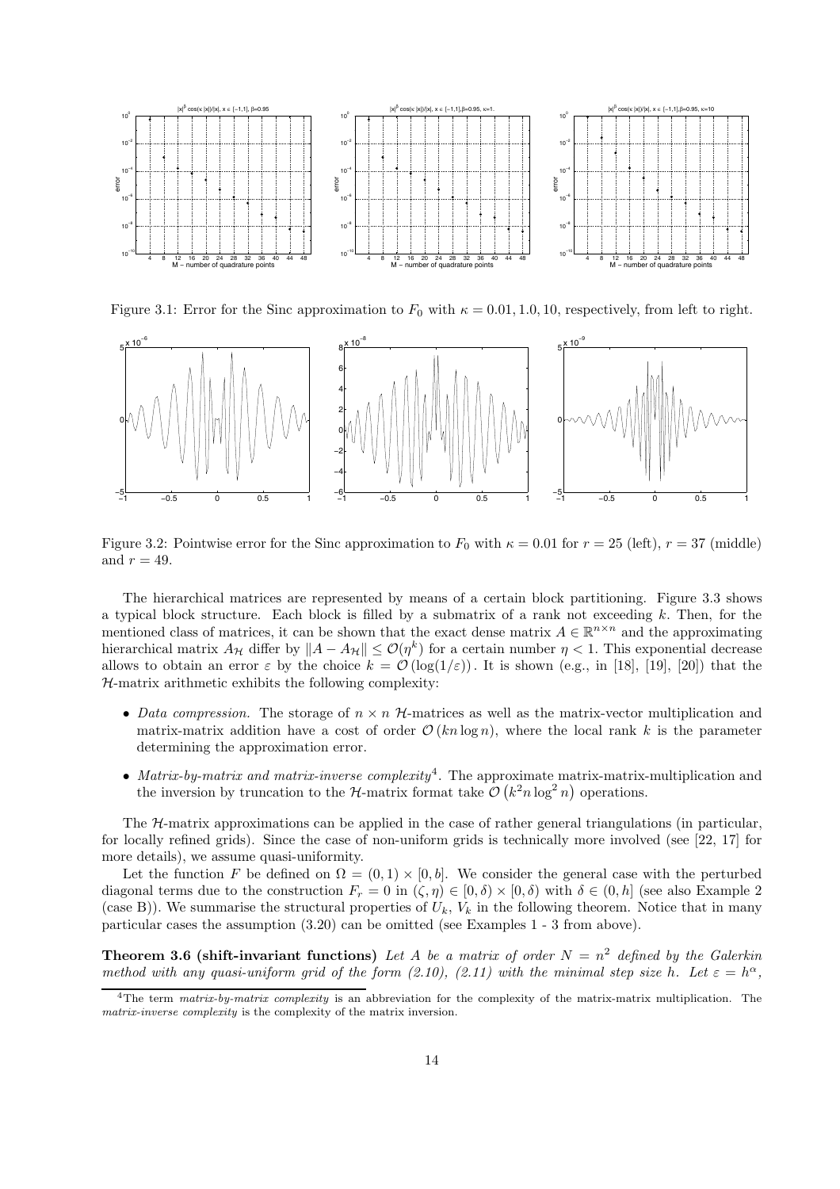Figure 3.1: Error for the Sinc approximation to $F_0$ with $\kappa = 0.01, 1.0, 10$, respectively, from left to right.

Figure 3.2: Pointwise error for the Sinc approximation to $F_0$ with $\kappa = 0.01$ for $r = 25$ (left), $r = 37$ (middle) and $r = 49$.

The hierarchical matrices are represented by means of a certain block partitioning. Figure 3.3 shows a typical block structure. Each block is filled by a submatrix of a rank not exceeding $k$. Then, for the mentioned class of matrices, it can be shown that the exact dense matrix $A \in \mathbb{R}^{n \times n}$ and the approximating hierarchical matrix $A_{\mathcal{H}}$ differ by $\|A - A_{\mathcal{H}}\| \leq \mathcal{O}(\eta^k)$ for a certain number $\eta < 1$. This exponential decrease allows to obtain an error $\varepsilon$ by the choice $k = \mathcal{O}(\log(1/\varepsilon))$. It is shown (e.g., in [18], [19], [20]) that the $\mathcal{H}$-matrix arithmetic exhibits the following complexity:

- *Data compression.* The storage of $n \times n$ $\mathcal{H}$-matrices as well as the matrix-vector multiplication and matrix-matrix addition have a cost of order $\mathcal{O}(kn \log n)$, where the local rank $k$ is the parameter determining the approximation error.
- *Matrix-by-matrix and matrix-inverse complexity*[4]. The approximate matrix-matrix-multiplication and the inversion by truncation to the $\mathcal{H}$-matrix format take $\mathcal{O}(k^2 n \log^2 n)$ operations.

The $\mathcal{H}$-matrix approximations can be applied in the case of rather general triangulations (in particular, for locally refined grids). Since the case of non-uniform grids is technically more involved (see [22, 17] for more details), we assume quasi-uniformity.

Let the function $F$ be defined on $\Omega = (0, 1) \times [0, b]$. We consider the general case with the perturbed diagonal terms due to the construction $F_r = 0$ in $(\zeta, \eta) \in [0, \delta) \times [0, \delta)$ with $\delta \in (0, h]$ (see also Example 2 (case B)). We summarise the structural properties of $U_k$, $V_k$ in the following theorem. Notice that in many particular cases the assumption (3.20) can be omitted (see Examples 1 - 3 from above).

**Theorem 3.6 (shift-invariant functions)** *Let $A$ be a matrix of order $N = n^2$ defined by the Galerkin method with any quasi-uniform grid of the form (2.10), (2.11) with the minimal step size $h$. Let $\varepsilon = h^\alpha$,*

[4] The term *matrix-by-matrix complexity* is an abbreviation for the complexity of the matrix-matrix multiplication. The *matrix-inverse complexity* is the complexity of the matrix inversion.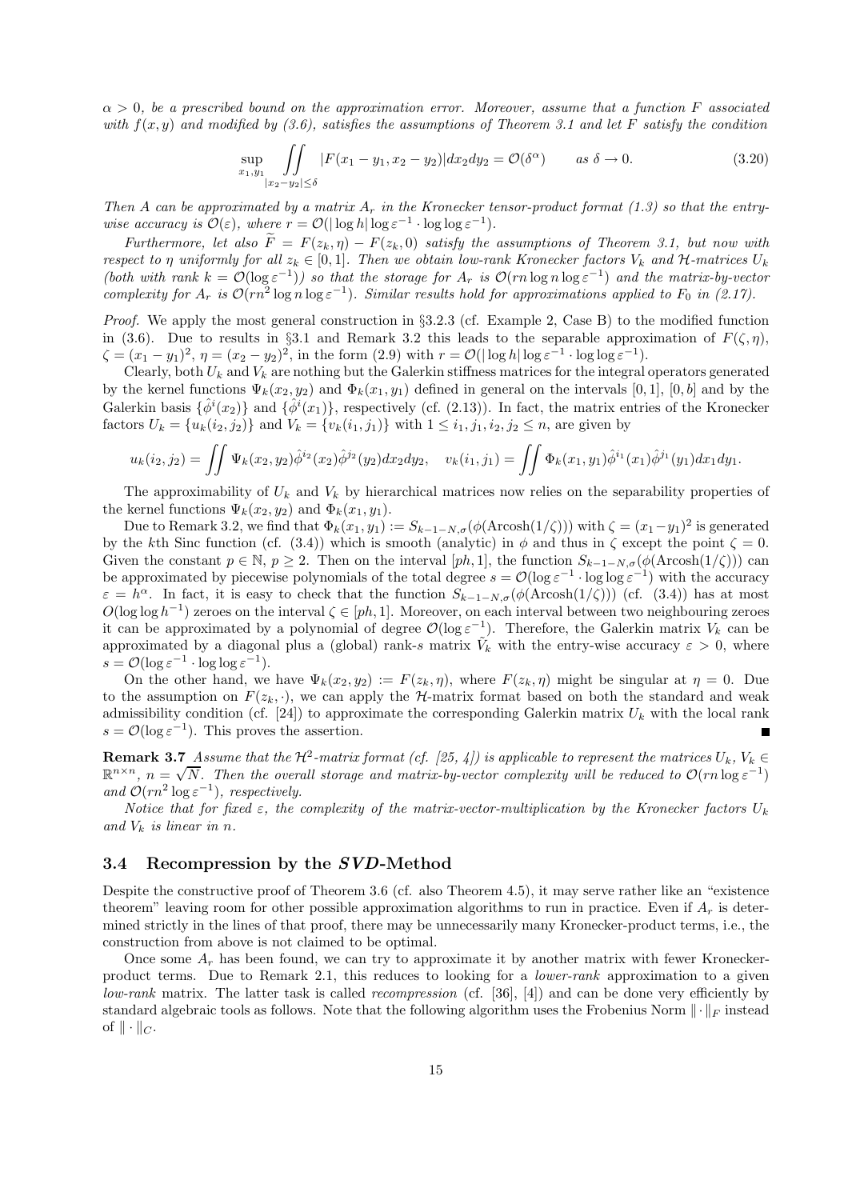*$\alpha > 0$, be a prescribed bound on the approximation error. Moreover, assume that a function $F$ associated with $f(x,y)$ and modified by (3.6), satisfies the assumptions of Theorem 3.1 and let $F$ satisfy the condition*

$$\sup_{x_1,y_1} \iint_{|x_2-y_2|\le\delta} |F(x_1-y_1, x_2-y_2)| dx_2 dy_2 = \mathcal{O}(\delta^\alpha) \qquad \text{as } \delta \to 0. \tag{3.20}$$

*Then $A$ can be approximated by a matrix $A_r$ in the Kronecker tensor-product format (1.3) so that the entry-wise accuracy is $\mathcal{O}(\varepsilon)$, where $r = \mathcal{O}(|\log h| \log \varepsilon^{-1} \cdot \log\log \varepsilon^{-1})$.*

*Furthermore, let also $\widetilde{F} = F(z_k, \eta) - F(z_k, 0)$ satisfy the assumptions of Theorem 3.1, but now with respect to $\eta$ uniformly for all $z_k \in [0,1]$. Then we obtain low-rank Kronecker factors $V_k$ and $\mathcal{H}$-matrices $U_k$ (both with rank $k = \mathcal{O}(\log \varepsilon^{-1})$) so that the storage for $A_r$ is $\mathcal{O}(rn \log n \log \varepsilon^{-1})$ and the matrix-by-vector complexity for $A_r$ is $\mathcal{O}(rn^2 \log n \log \varepsilon^{-1})$. Similar results hold for approximations applied to $F_0$ in (2.17).*

*Proof.* We apply the most general construction in §3.2.3 (cf. Example 2, Case B) to the modified function in (3.6). Due to results in §3.1 and Remark 3.2 this leads to the separable approximation of $F(\zeta, \eta)$, $\zeta = (x_1 - y_1)^2$, $\eta = (x_2 - y_2)^2$, in the form (2.9) with $r = \mathcal{O}(|\log h| \log \varepsilon^{-1} \cdot \log\log \varepsilon^{-1})$.

Clearly, both $U_k$ and $V_k$ are nothing but the Galerkin stiffness matrices for the integral operators generated by the kernel functions $\Psi_k(x_2, y_2)$ and $\Phi_k(x_1, y_1)$ defined in general on the intervals $[0,1]$, $[0,b]$ and by the Galerkin basis $\{\hat{\phi}^i(x_2)\}$ and $\{\hat{\phi}^i(x_1)\}$, respectively (cf. (2.13)). In fact, the matrix entries of the Kronecker factors $U_k = \{u_k(i_2, j_2)\}$ and $V_k = \{v_k(i_1, j_1)\}$ with $1 \le i_1, j_1, i_2, j_2 \le n$, are given by

$$u_k(i_2, j_2) = \iint \Psi_k(x_2, y_2) \hat{\phi}^{i_2}(x_2) \hat{\phi}^{j_2}(y_2) dx_2 dy_2, \quad v_k(i_1, j_1) = \iint \Phi_k(x_1, y_1) \hat{\phi}^{i_1}(x_1) \hat{\phi}^{j_1}(y_1) dx_1 dy_1.$$

The approximability of $U_k$ and $V_k$ by hierarchical matrices now relies on the separability properties of the kernel functions $\Psi_k(x_2, y_2)$ and $\Phi_k(x_1, y_1)$.

Due to Remark 3.2, we find that $\Phi_k(x_1, y_1) := S_{k-1-N,\sigma}(\phi(\mathrm{Arcosh}(1/\zeta)))$ with $\zeta = (x_1 - y_1)^2$ is generated by the $k$th Sinc function (cf. (3.4)) which is smooth (analytic) in $\phi$ and thus in $\zeta$ except the point $\zeta = 0$. Given the constant $p \in \mathbb{N}$, $p \ge 2$. Then on the interval $[ph, 1]$, the function $S_{k-1-N,\sigma}(\phi(\mathrm{Arcosh}(1/\zeta)))$ can be approximated by piecewise polynomials of the total degree $s = \mathcal{O}(\log \varepsilon^{-1} \cdot \log\log \varepsilon^{-1})$ with the accuracy $\varepsilon = h^\alpha$. In fact, it is easy to check that the function $S_{k-1-N,\sigma}(\phi(\mathrm{Arcosh}(1/\zeta)))$ (cf. (3.4)) has at most $O(\log\log h^{-1})$ zeroes on the interval $\zeta \in [ph, 1]$. Moreover, on each interval between two neighbouring zeroes it can be approximated by a polynomial of degree $\mathcal{O}(\log \varepsilon^{-1})$. Therefore, the Galerkin matrix $V_k$ can be approximated by a diagonal plus a (global) rank-$s$ matrix $\tilde{V}_k$ with the entry-wise accuracy $\varepsilon > 0$, where $s = \mathcal{O}(\log \varepsilon^{-1} \cdot \log\log \varepsilon^{-1})$.

On the other hand, we have $\Psi_k(x_2, y_2) := F(z_k, \eta)$, where $F(z_k, \eta)$ might be singular at $\eta = 0$. Due to the assumption on $F(z_k, \cdot)$, we can apply the $\mathcal{H}$-matrix format based on both the standard and weak admissibility condition (cf. [24]) to approximate the corresponding Galerkin matrix $U_k$ with the local rank $s = \mathcal{O}(\log \varepsilon^{-1})$. This proves the assertion. ∎

**Remark 3.7** *Assume that the $\mathcal{H}^2$-matrix format (cf. [25, 4]) is applicable to represent the matrices $U_k, V_k \in \mathbb{R}^{n\times n}$, $n = \sqrt{N}$. Then the overall storage and matrix-by-vector complexity will be reduced to $\mathcal{O}(rn \log \varepsilon^{-1})$ and $\mathcal{O}(rn^2 \log \varepsilon^{-1})$, respectively.*

*Notice that for fixed $\varepsilon$, the complexity of the matrix-vector-multiplication by the Kronecker factors $U_k$ and $V_k$ is linear in $n$.*

### 3.4 Recompression by the *SVD*-Method

Despite the constructive proof of Theorem 3.6 (cf. also Theorem 4.5), it may serve rather like an "existence theorem" leaving room for other possible approximation algorithms to run in practice. Even if $A_r$ is determined strictly in the lines of that proof, there may be unnecessarily many Kronecker-product terms, i.e., the construction from above is not claimed to be optimal.

Once some $A_r$ has been found, we can try to approximate it by another matrix with fewer Kronecker-product terms. Due to Remark 2.1, this reduces to looking for a *lower-rank* approximation to a given *low-rank* matrix. The latter task is called *recompression* (cf. [36], [4]) and can be done very efficiently by standard algebraic tools as follows. Note that the following algorithm uses the Frobenius Norm $\|\cdot\|_F$ instead of $\|\cdot\|_C$.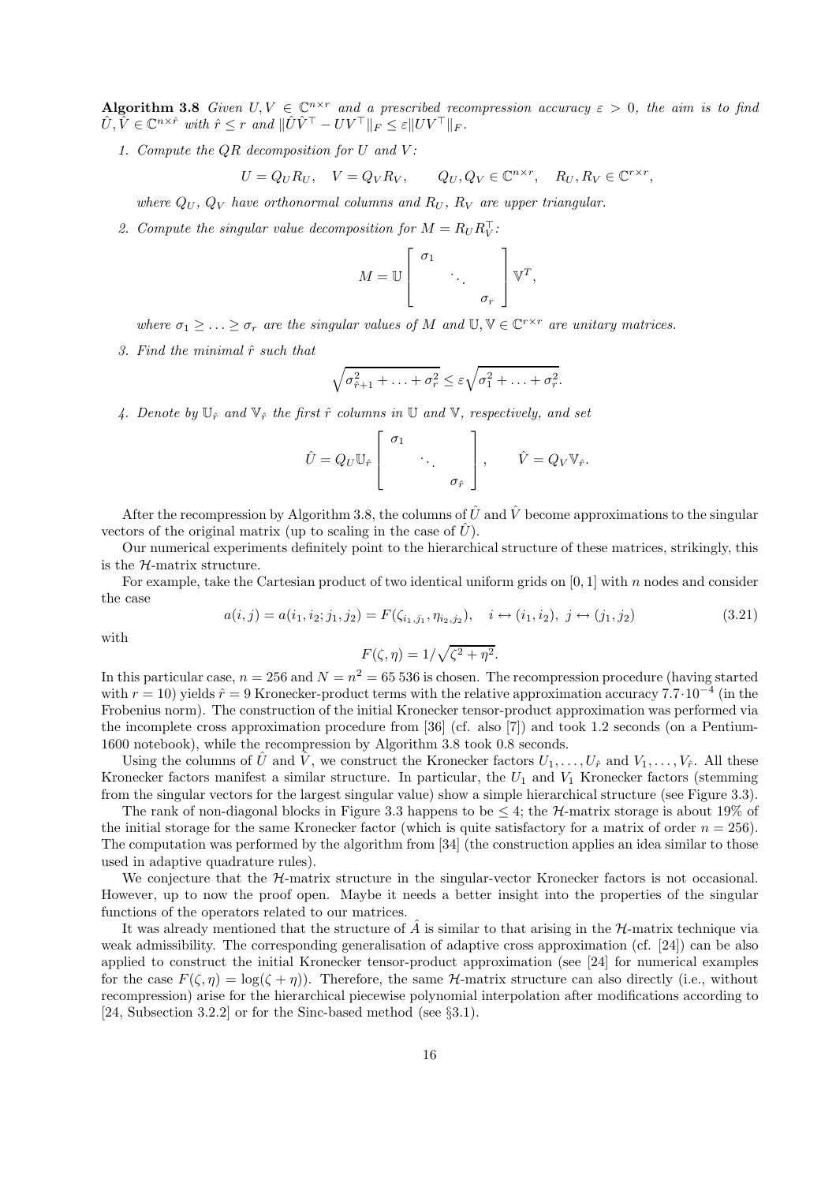**Algorithm 3.8** *Given $U, V \in \mathbb{C}^{n\times r}$ and a prescribed recompression accuracy $\varepsilon > 0$, the aim is to find $\hat{U}, \hat{V} \in \mathbb{C}^{n\times \hat{r}}$ with $\hat{r} \le r$ and $\|\hat{U}\hat{V}^\top - UV^\top\|_F \le \varepsilon \|UV^\top\|_F$.*

1. *Compute the QR decomposition for $U$ and $V$:*

$$U = Q_U R_U, \quad V = Q_V R_V, \qquad Q_U, Q_V \in \mathbb{C}^{n\times r}, \quad R_U, R_V \in \mathbb{C}^{r\times r},$$

*where $Q_U$, $Q_V$ have orthonormal columns and $R_U$, $R_V$ are upper triangular.*

2. *Compute the singular value decomposition for $M = R_U R_V^\top$:*

$$M = \mathbb{U} \begin{bmatrix} \sigma_1 & & \\ & \ddots & \\ & & \sigma_r \end{bmatrix} \mathbb{V}^T,$$

*where $\sigma_1 \ge \ldots \ge \sigma_r$ are the singular values of $M$ and $\mathbb{U}, \mathbb{V} \in \mathbb{C}^{r\times r}$ are unitary matrices.*

3. *Find the minimal $\hat{r}$ such that*

$$\sqrt{\sigma_{\hat{r}+1}^2 + \ldots + \sigma_r^2} \le \varepsilon \sqrt{\sigma_1^2 + \ldots + \sigma_r^2}.$$

4. *Denote by $\mathbb{U}_{\hat{r}}$ and $\mathbb{V}_{\hat{r}}$ the first $\hat{r}$ columns in $\mathbb{U}$ and $\mathbb{V}$, respectively, and set*

$$\hat{U} = Q_U \mathbb{U}_{\hat{r}} \begin{bmatrix} \sigma_1 & & \\ & \ddots & \\ & & \sigma_{\hat{r}} \end{bmatrix}, \qquad \hat{V} = Q_V \mathbb{V}_{\hat{r}}.$$

After the recompression by Algorithm 3.8, the columns of $\hat{U}$ and $\hat{V}$ become approximations to the singular vectors of the original matrix (up to scaling in the case of $\hat{U}$).

Our numerical experiments definitely point to the hierarchical structure of these matrices, strikingly, this is the $\mathcal{H}$-matrix structure.

For example, take the Cartesian product of two identical uniform grids on $[0,1]$ with $n$ nodes and consider the case

$$a(i,j) = a(i_1, i_2; j_1, j_2) = F(\zeta_{i_1,j_1}, \eta_{i_2,j_2}), \quad i \leftrightarrow (i_1, i_2),\ j \leftrightarrow (j_1, j_2) \tag{3.21}$$

with

$$F(\zeta, \eta) = 1/\sqrt{\zeta^2 + \eta^2}.$$

In this particular case, $n = 256$ and $N = n^2 = 65\,536$ is chosen. The recompression procedure (having started with $r = 10$) yields $\hat{r} = 9$ Kronecker-product terms with the relative approximation accuracy $7.7\cdot 10^{-4}$ (in the Frobenius norm). The construction of the initial Kronecker tensor-product approximation was performed via the incomplete cross approximation procedure from [36] (cf. also [7]) and took 1.2 seconds (on a Pentium-1600 notebook), while the recompression by Algorithm 3.8 took 0.8 seconds.

Using the columns of $\hat{U}$ and $\hat{V}$, we construct the Kronecker factors $U_1, \ldots, U_{\hat{r}}$ and $V_1, \ldots, V_{\hat{r}}$. All these Kronecker factors manifest a similar structure. In particular, the $U_1$ and $V_1$ Kronecker factors (stemming from the singular vectors for the largest singular value) show a simple hierarchical structure (see Figure 3.3).

The rank of non-diagonal blocks in Figure 3.3 happens to be $\le 4$; the $\mathcal{H}$-matrix storage is about 19% of the initial storage for the same Kronecker factor (which is quite satisfactory for a matrix of order $n = 256$). The computation was performed by the algorithm from [34] (the construction applies an idea similar to those used in adaptive quadrature rules).

We conjecture that the $\mathcal{H}$-matrix structure in the singular-vector Kronecker factors is not occasional. However, up to now the proof open. Maybe it needs a better insight into the properties of the singular functions of the operators related to our matrices.

It was already mentioned that the structure of $\hat{A}$ is similar to that arising in the $\mathcal{H}$-matrix technique via weak admissibility. The corresponding generalisation of adaptive cross approximation (cf. [24]) can be also applied to construct the initial Kronecker tensor-product approximation (see [24] for numerical examples for the case $F(\zeta, \eta) = \log(\zeta + \eta)$). Therefore, the same $\mathcal{H}$-matrix structure can also directly (i.e., without recompression) arise for the hierarchical piecewise polynomial interpolation after modifications according to [24, Subsection 3.2.2] or for the Sinc-based method (see §3.1).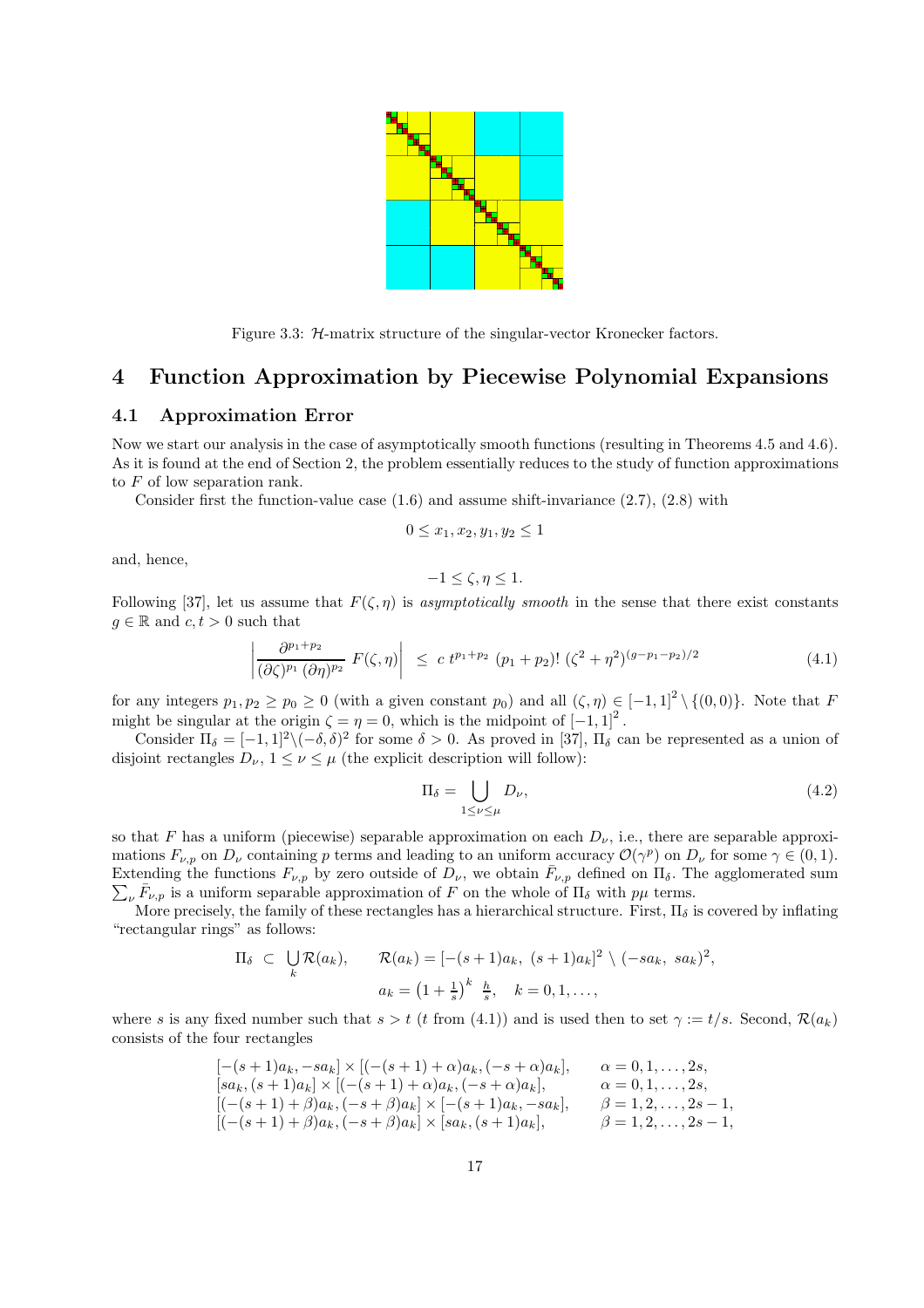Figure 3.3: $\mathcal{H}$-matrix structure of the singular-vector Kronecker factors.

# 4 Function Approximation by Piecewise Polynomial Expansions

## 4.1 Approximation Error

Now we start our analysis in the case of asymptotically smooth functions (resulting in Theorems 4.5 and 4.6). As it is found at the end of Section 2, the problem essentially reduces to the study of function approximations to $F$ of low separation rank.

Consider first the function-value case (1.6) and assume shift-invariance (2.7), (2.8) with

$$0 \le x_1, x_2, y_1, y_2 \le 1$$

and, hence,

$$-1 \le \zeta, \eta \le 1.$$

Following [37], let us assume that $F(\zeta, \eta)$ is *asymptotically smooth* in the sense that there exist constants $g \in \mathbb{R}$ and $c, t > 0$ such that

$$\left| \frac{\partial^{p_1+p_2}}{(\partial\zeta)^{p_1} (\partial\eta)^{p_2}} F(\zeta, \eta) \right| \le c\ t^{p_1+p_2}\ (p_1+p_2)!\ (\zeta^2+\eta^2)^{(g-p_1-p_2)/2} \tag{4.1}$$

for any integers $p_1, p_2 \ge p_0 \ge 0$ (with a given constant $p_0$) and all $(\zeta, \eta) \in [-1,1]^2 \setminus \{(0,0)\}$. Note that $F$ might be singular at the origin $\zeta = \eta = 0$, which is the midpoint of $[-1,1]^2$.

Consider $\Pi_\delta = [-1,1]^2 \backslash (-\delta, \delta)^2$ for some $\delta > 0$. As proved in [37], $\Pi_\delta$ can be represented as a union of disjoint rectangles $D_\nu$, $1 \le \nu \le \mu$ (the explicit description will follow):

$$\Pi_\delta = \bigcup_{1 \le \nu \le \mu} D_\nu, \tag{4.2}$$

so that $F$ has a uniform (piecewise) separable approximation on each $D_\nu$, i.e., there are separable approximations $F_{\nu,p}$ on $D_\nu$ containing $p$ terms and leading to an uniform accuracy $\mathcal{O}(\gamma^p)$ on $D_\nu$ for some $\gamma \in (0,1)$. Extending the functions $F_{\nu,p}$ by zero outside of $D_\nu$, we obtain $\bar{F}_{\nu,p}$ defined on $\Pi_\delta$. The agglomerated sum $\sum_\nu \bar{F}_{\nu,p}$ is a uniform separable approximation of $F$ on the whole of $\Pi_\delta$ with $p\mu$ terms.

More precisely, the family of these rectangles has a hierarchical structure. First, $\Pi_\delta$ is covered by inflating "rectangular rings" as follows:

$$\Pi_\delta \subset \bigcup_k \mathcal{R}(a_k), \qquad \mathcal{R}(a_k) = [-(s+1)a_k,\ (s+1)a_k]^2 \setminus (-sa_k,\ sa_k)^2,$$
$$a_k = \left(1+\tfrac{1}{s}\right)^k\ \tfrac{h}{s}, \quad k = 0, 1, \ldots,$$

where $s$ is any fixed number such that $s > t$ ($t$ from (4.1)) and is used then to set $\gamma := t/s$. Second, $\mathcal{R}(a_k)$ consists of the four rectangles

$$\begin{array}{ll}
[-(s+1)a_k, -sa_k] \times [(-(s+1)+\alpha)a_k, (-s+\alpha)a_k], & \alpha = 0, 1, \ldots, 2s, \\
[sa_k, (s+1)a_k] \times [(-(s+1)+\alpha)a_k, (-s+\alpha)a_k], & \alpha = 0, 1, \ldots, 2s, \\
[(-(s+1)+\beta)a_k, (-s+\beta)a_k] \times [-(s+1)a_k, -sa_k], & \beta = 1, 2, \ldots, 2s-1, \\
[(-(s+1)+\beta)a_k, (-s+\beta)a_k] \times [sa_k, (s+1)a_k], & \beta = 1, 2, \ldots, 2s-1,
\end{array}$$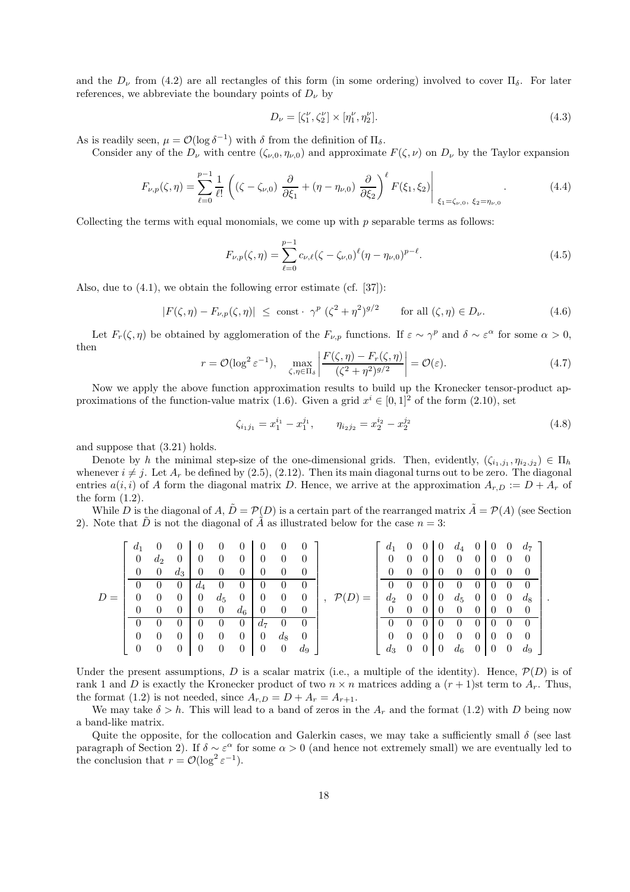and the $D_\nu$ from (4.2) are all rectangles of this form (in some ordering) involved to cover $\Pi_\delta$. For later references, we abbreviate the boundary points of $D_\nu$ by

$$D_\nu = [\zeta_1^\nu, \zeta_2^\nu] \times [\eta_1^\nu, \eta_2^\nu]. \tag{4.3}$$

As is readily seen, $\mu = \mathcal{O}(\log \delta^{-1})$ with $\delta$ from the definition of $\Pi_\delta$.

Consider any of the $D_\nu$ with centre $(\zeta_{\nu,0}, \eta_{\nu,0})$ and approximate $F(\zeta, \nu)$ on $D_\nu$ by the Taylor expansion

$$F_{\nu,p}(\zeta,\eta) = \sum_{\ell=0}^{p-1} \frac{1}{\ell!} \left( (\zeta - \zeta_{\nu,0}) \, \frac{\partial}{\partial \xi_1} + (\eta - \eta_{\nu,0}) \, \frac{\partial}{\partial \xi_2} \right)^\ell F(\xi_1, \xi_2) \Bigg|_{\xi_1 = \zeta_{\nu,0}, \; \xi_2 = \eta_{\nu,0}} . \tag{4.4}$$

Collecting the terms with equal monomials, we come up with $p$ separable terms as follows:

$$F_{\nu,p}(\zeta,\eta) = \sum_{\ell=0}^{p-1} c_{\nu,\ell} (\zeta - \zeta_{\nu,0})^\ell (\eta - \eta_{\nu,0})^{p-\ell}. \tag{4.5}$$

Also, due to (4.1), we obtain the following error estimate (cf. [37]):

$$|F(\zeta,\eta) - F_{\nu,p}(\zeta,\eta)| \;\leq\; \text{const} \cdot \; \gamma^p \; (\zeta^2 + \eta^2)^{g/2} \qquad \text{for all } (\zeta,\eta) \in D_\nu. \tag{4.6}$$

Let $F_r(\zeta, \eta)$ be obtained by agglomeration of the $F_{\nu,p}$ functions. If $\varepsilon \sim \gamma^p$ and $\delta \sim \varepsilon^\alpha$ for some $\alpha > 0$, then

$$r = \mathcal{O}(\log^2 \varepsilon^{-1}), \quad \max_{\zeta,\eta \in \Pi_\delta} \left| \frac{F(\zeta,\eta) - F_r(\zeta,\eta)}{(\zeta^2 + \eta^2)^{g/2}} \right| = \mathcal{O}(\varepsilon). \tag{4.7}$$

Now we apply the above function approximation results to build up the Kronecker tensor-product approximations of the function-value matrix (1.6). Given a grid $x^i \in [0,1]^2$ of the form (2.10), set

$$\zeta_{i_1 j_1} = x_1^{i_1} - x_1^{j_1}, \qquad \eta_{i_2 j_2} = x_2^{i_2} - x_2^{j_2} \tag{4.8}$$

and suppose that (3.21) holds.

Denote by $h$ the minimal step-size of the one-dimensional grids. Then, evidently, $(\zeta_{i_1,j_1}, \eta_{i_2,j_2}) \in \Pi_h$ whenever $i \neq j$. Let $A_r$ be defined by (2.5), (2.12). Then its main diagonal turns out to be zero. The diagonal entries $a(i,i)$ of $A$ form the diagonal matrix $D$. Hence, we arrive at the approximation $A_{r,D} := D + A_r$ of the form (1.2).

While $D$ is the diagonal of $A$, $\tilde{D} = \mathcal{P}(D)$ is a certain part of the rearranged matrix $\tilde{A} = \mathcal{P}(A)$ (see Section 2). Note that $\tilde{D}$ is not the diagonal of $\tilde{A}$ as illustrated below for the case $n = 3$:

$$D = \left[\begin{array}{ccc|ccc|ccc}
d_1 & 0 & 0 & 0 & 0 & 0 & 0 & 0 & 0 \\
0 & d_2 & 0 & 0 & 0 & 0 & 0 & 0 & 0 \\
0 & 0 & d_3 & 0 & 0 & 0 & 0 & 0 & 0 \\
\hline
0 & 0 & 0 & d_4 & 0 & 0 & 0 & 0 & 0 \\
0 & 0 & 0 & 0 & d_5 & 0 & 0 & 0 & 0 \\
0 & 0 & 0 & 0 & 0 & d_6 & 0 & 0 & 0 \\
\hline
0 & 0 & 0 & 0 & 0 & 0 & d_7 & 0 & 0 \\
0 & 0 & 0 & 0 & 0 & 0 & 0 & d_8 & 0 \\
0 & 0 & 0 & 0 & 0 & 0 & 0 & 0 & d_9
\end{array}\right], \quad
\mathcal{P}(D) = \left[\begin{array}{ccc|ccc|ccc}
d_1 & 0 & 0 & 0 & d_4 & 0 & 0 & 0 & d_7 \\
0 & 0 & 0 & 0 & 0 & 0 & 0 & 0 & 0 \\
0 & 0 & 0 & 0 & 0 & 0 & 0 & 0 & 0 \\
\hline
0 & 0 & 0 & 0 & 0 & 0 & 0 & 0 & 0 \\
d_2 & 0 & 0 & 0 & d_5 & 0 & 0 & 0 & d_8 \\
0 & 0 & 0 & 0 & 0 & 0 & 0 & 0 & 0 \\
\hline
0 & 0 & 0 & 0 & 0 & 0 & 0 & 0 & 0 \\
0 & 0 & 0 & 0 & 0 & 0 & 0 & 0 & 0 \\
d_3 & 0 & 0 & 0 & d_6 & 0 & 0 & 0 & d_9
\end{array}\right].$$

Under the present assumptions, $D$ is a scalar matrix (i.e., a multiple of the identity). Hence, $\mathcal{P}(D)$ is of rank 1 and $D$ is exactly the Kronecker product of two $n \times n$ matrices adding a $(r+1)$st term to $A_r$. Thus, the format (1.2) is not needed, since $A_{r,D} = D + A_r = A_{r+1}$.

We may take $\delta > h$. This will lead to a band of zeros in the $A_r$ and the format (1.2) with $D$ being now a band-like matrix.

Quite the opposite, for the collocation and Galerkin cases, we may take a sufficiently small $\delta$ (see last paragraph of Section 2). If $\delta \sim \varepsilon^\alpha$ for some $\alpha > 0$ (and hence not extremely small) we are eventually led to the conclusion that $r = \mathcal{O}(\log^2 \varepsilon^{-1})$.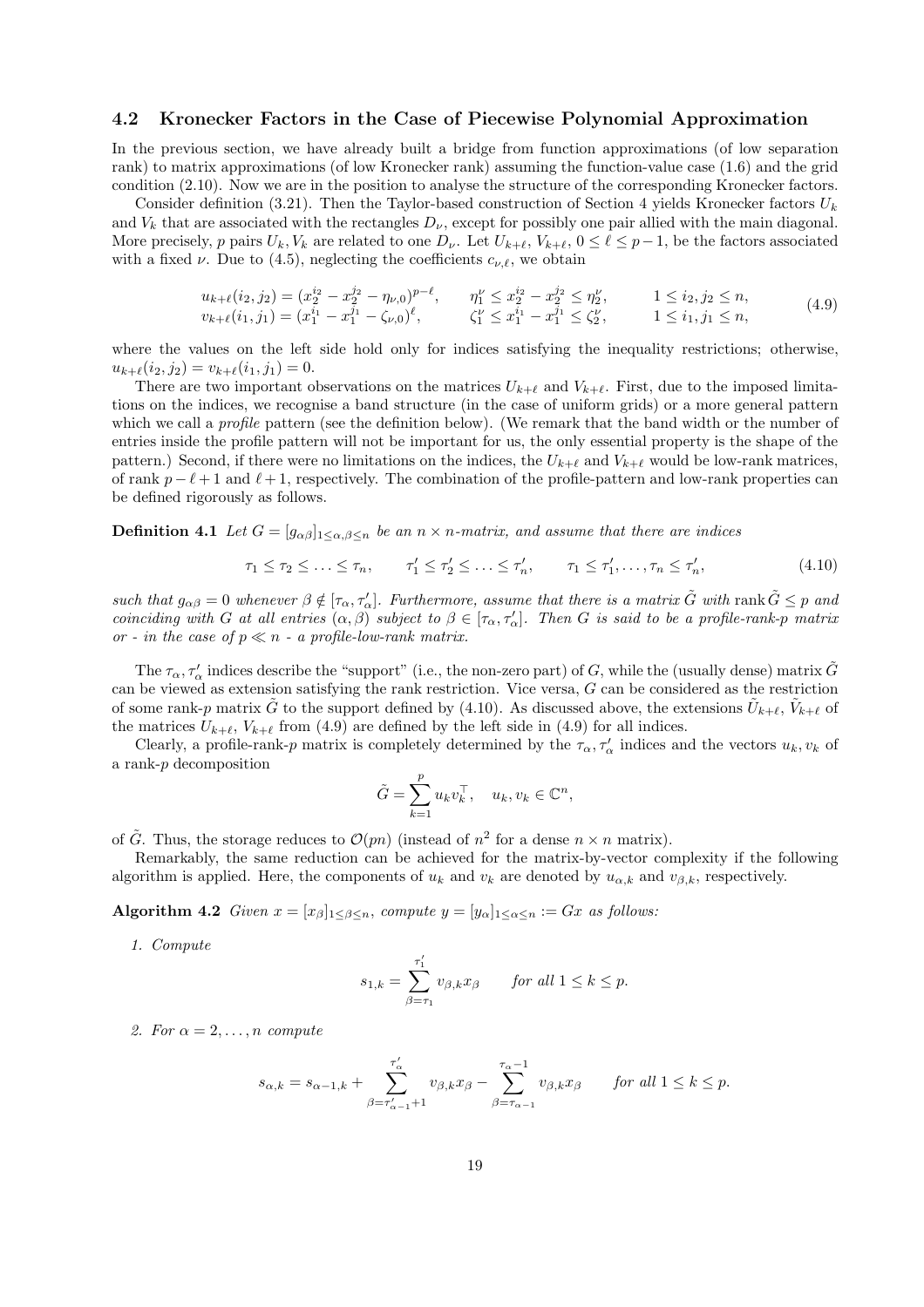### 4.2 Kronecker Factors in the Case of Piecewise Polynomial Approximation

In the previous section, we have already built a bridge from function approximations (of low separation rank) to matrix approximations (of low Kronecker rank) assuming the function-value case (1.6) and the grid condition (2.10). Now we are in the position to analyse the structure of the corresponding Kronecker factors.

Consider definition (3.21). Then the Taylor-based construction of Section 4 yields Kronecker factors $U_k$ and $V_k$ that are associated with the rectangles $D_\nu$, except for possibly one pair allied with the main diagonal. More precisely, $p$ pairs $U_k, V_k$ are related to one $D_\nu$. Let $U_{k+\ell}$, $V_{k+\ell}$, $0 \le \ell \le p-1$, be the factors associated with a fixed $\nu$. Due to (4.5), neglecting the coefficients $c_{\nu,\ell}$, we obtain

$$
\begin{aligned}
u_{k+\ell}(i_2, j_2) &= (x_2^{i_2} - x_2^{j_2} - \eta_{\nu,0})^{p-\ell}, \qquad \eta_1^\nu \le x_2^{i_2} - x_2^{j_2} \le \eta_2^\nu, \qquad 1 \le i_2, j_2 \le n,\\
v_{k+\ell}(i_1, j_1) &= (x_1^{i_1} - x_1^{j_1} - \zeta_{\nu,0})^{\ell}, \qquad \zeta_1^\nu \le x_1^{i_1} - x_1^{j_1} \le \zeta_2^\nu, \qquad 1 \le i_1, j_1 \le n,
\end{aligned}
\tag{4.9}
$$

where the values on the left side hold only for indices satisfying the inequality restrictions; otherwise, $u_{k+\ell}(i_2, j_2) = v_{k+\ell}(i_1, j_1) = 0$.

There are two important observations on the matrices $U_{k+\ell}$ and $V_{k+\ell}$. First, due to the imposed limitations on the indices, we recognise a band structure (in the case of uniform grids) or a more general pattern which we call a *profile* pattern (see the definition below). (We remark that the band width or the number of entries inside the profile pattern will not be important for us, the only essential property is the shape of the pattern.) Second, if there were no limitations on the indices, the $U_{k+\ell}$ and $V_{k+\ell}$ would be low-rank matrices, of rank $p-\ell+1$ and $\ell+1$, respectively. The combination of the profile-pattern and low-rank properties can be defined rigorously as follows.

**Definition 4.1** *Let $G = [g_{\alpha\beta}]_{1\le\alpha,\beta\le n}$ be an $n \times n$-matrix, and assume that there are indices*

$$
\tau_1 \le \tau_2 \le \ldots \le \tau_n, \qquad \tau_1' \le \tau_2' \le \ldots \le \tau_n', \qquad \tau_1 \le \tau_1', \ldots, \tau_n \le \tau_n', \tag{4.10}
$$

*such that $g_{\alpha\beta} = 0$ whenever $\beta \notin [\tau_\alpha, \tau_\alpha']$. Furthermore, assume that there is a matrix $\tilde{G}$ with $\operatorname{rank} \tilde{G} \le p$ and coinciding with $G$ at all entries $(\alpha, \beta)$ subject to $\beta \in [\tau_\alpha, \tau_\alpha']$. Then $G$ is said to be a profile-rank-$p$ matrix or - in the case of $p \ll n$ - a profile-low-rank matrix.*

The $\tau_\alpha, \tau_\alpha'$ indices describe the "support" (i.e., the non-zero part) of $G$, while the (usually dense) matrix $\tilde{G}$ can be viewed as extension satisfying the rank restriction. Vice versa, $G$ can be considered as the restriction of some rank-$p$ matrix $\tilde{G}$ to the support defined by (4.10). As discussed above, the extensions $\tilde{U}_{k+\ell}$, $\tilde{V}_{k+\ell}$ of the matrices $U_{k+\ell}$, $V_{k+\ell}$ from (4.9) are defined by the left side in (4.9) for all indices.

Clearly, a profile-rank-$p$ matrix is completely determined by the $\tau_\alpha, \tau_\alpha'$ indices and the vectors $u_k, v_k$ of a rank-$p$ decomposition

$$
\tilde{G} = \sum_{k=1}^{p} u_k v_k^\top, \quad u_k, v_k \in \mathbb{C}^n,
$$

of $\tilde{G}$. Thus, the storage reduces to $\mathcal{O}(pn)$ (instead of $n^2$ for a dense $n \times n$ matrix).

Remarkably, the same reduction can be achieved for the matrix-by-vector complexity if the following algorithm is applied. Here, the components of $u_k$ and $v_k$ are denoted by $u_{\alpha,k}$ and $v_{\beta,k}$, respectively.

**Algorithm 4.2** *Given $x = [x_\beta]_{1\le\beta\le n}$, compute $y = [y_\alpha]_{1\le\alpha\le n} := Gx$ as follows:*

1. *Compute*

$$
s_{1,k} = \sum_{\beta=\tau_1}^{\tau_1'} v_{\beta,k} x_\beta \qquad \text{for all } 1 \le k \le p.
$$

2. *For $\alpha = 2, \ldots, n$ compute*

$$
s_{\alpha,k} = s_{\alpha-1,k} + \sum_{\beta=\tau_{\alpha-1}'+1}^{\tau_\alpha'} v_{\beta,k} x_\beta - \sum_{\beta=\tau_{\alpha-1}}^{\tau_\alpha - 1} v_{\beta,k} x_\beta \qquad \text{for all } 1 \le k \le p.
$$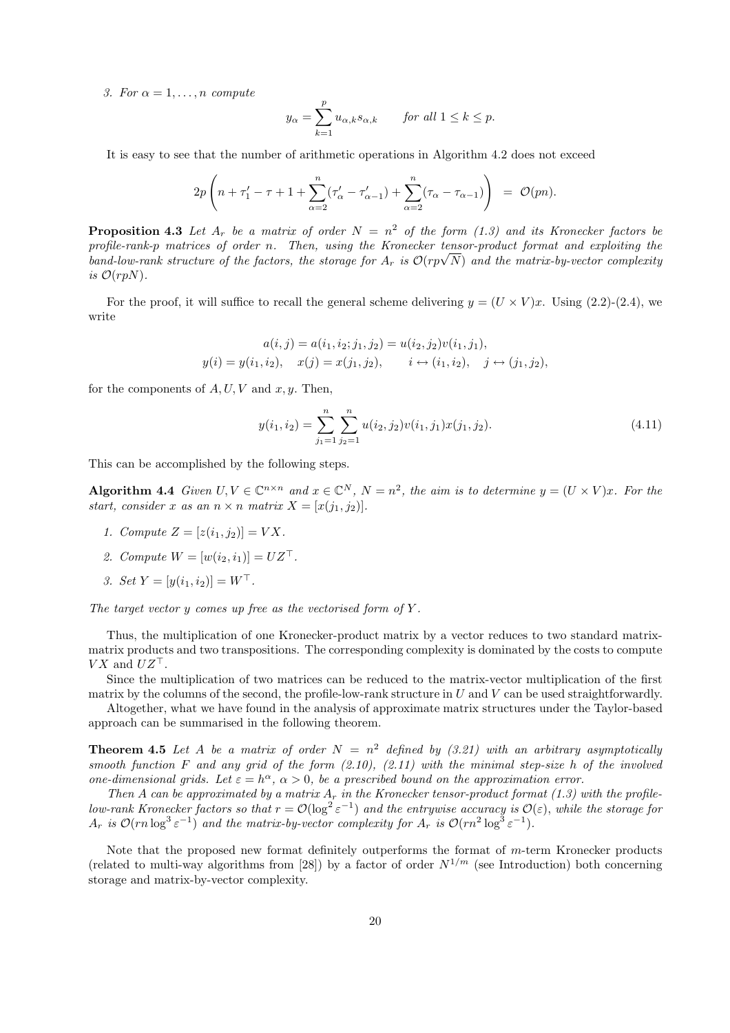*3. For $\alpha = 1, \ldots, n$ compute*

$$y_\alpha = \sum_{k=1}^{p} u_{\alpha,k} s_{\alpha,k} \qquad \text{for all } 1 \le k \le p.$$

It is easy to see that the number of arithmetic operations in Algorithm 4.2 does not exceed

$$2p\left(n + \tau_1' - \tau + 1 + \sum_{\alpha=2}^{n}(\tau_\alpha' - \tau_{\alpha-1}') + \sum_{\alpha=2}^{n}(\tau_\alpha - \tau_{\alpha-1})\right) \;=\; \mathcal{O}(pn).$$

**Proposition 4.3** *Let $A_r$ be a matrix of order $N = n^2$ of the form (1.3) and its Kronecker factors be profile-rank-$p$ matrices of order $n$. Then, using the Kronecker tensor-product format and exploiting the band-low-rank structure of the factors, the storage for $A_r$ is $\mathcal{O}(rp\sqrt{N})$ and the matrix-by-vector complexity is $\mathcal{O}(rpN)$.*

For the proof, it will suffice to recall the general scheme delivering $y = (U \times V)x$. Using (2.2)-(2.4), we write

$$a(i,j) = a(i_1, i_2; j_1, j_2) = u(i_2, j_2)v(i_1, j_1),$$
$$y(i) = y(i_1, i_2), \quad x(j) = x(j_1, j_2), \qquad i \leftrightarrow (i_1, i_2), \quad j \leftrightarrow (j_1, j_2),$$

for the components of $A, U, V$ and $x, y$. Then,

$$y(i_1, i_2) = \sum_{j_1=1}^{n}\sum_{j_2=1}^{n} u(i_2, j_2)v(i_1, j_1)x(j_1, j_2). \tag{4.11}$$

This can be accomplished by the following steps.

**Algorithm 4.4** *Given $U, V \in \mathbb{C}^{n\times n}$ and $x \in \mathbb{C}^N$, $N = n^2$, the aim is to determine $y = (U \times V)x$. For the start, consider $x$ as an $n \times n$ matrix $X = [x(j_1, j_2)]$.*

1. *Compute $Z = [z(i_1, j_2)] = VX$.*
2. *Compute $W = [w(i_2, i_1)] = UZ^\top$.*
3. *Set $Y = [y(i_1, i_2)] = W^\top$.*

*The target vector $y$ comes up free as the vectorised form of $Y$.*

Thus, the multiplication of one Kronecker-product matrix by a vector reduces to two standard matrix-matrix products and two transpositions. The corresponding complexity is dominated by the costs to compute $VX$ and $UZ^\top$.

Since the multiplication of two matrices can be reduced to the matrix-vector multiplication of the first matrix by the columns of the second, the profile-low-rank structure in $U$ and $V$ can be used straightforwardly.

Altogether, what we have found in the analysis of approximate matrix structures under the Taylor-based approach can be summarised in the following theorem.

**Theorem 4.5** *Let $A$ be a matrix of order $N = n^2$ defined by (3.21) with an arbitrary asymptotically smooth function $F$ and any grid of the form (2.10), (2.11) with the minimal step-size $h$ of the involved one-dimensional grids. Let $\varepsilon = h^\alpha$, $\alpha > 0$, be a prescribed bound on the approximation error.*

*Then $A$ can be approximated by a matrix $A_r$ in the Kronecker tensor-product format (1.3) with the profile-low-rank Kronecker factors so that $r = \mathcal{O}(\log^2 \varepsilon^{-1})$ and the entrywise accuracy is $\mathcal{O}(\varepsilon)$, while the storage for $A_r$ is $\mathcal{O}(rn \log^3 \varepsilon^{-1})$ and the matrix-by-vector complexity for $A_r$ is $\mathcal{O}(rn^2 \log^3 \varepsilon^{-1})$.*

Note that the proposed new format definitely outperforms the format of $m$-term Kronecker products (related to multi-way algorithms from [28]) by a factor of order $N^{1/m}$ (see Introduction) both concerning storage and matrix-by-vector complexity.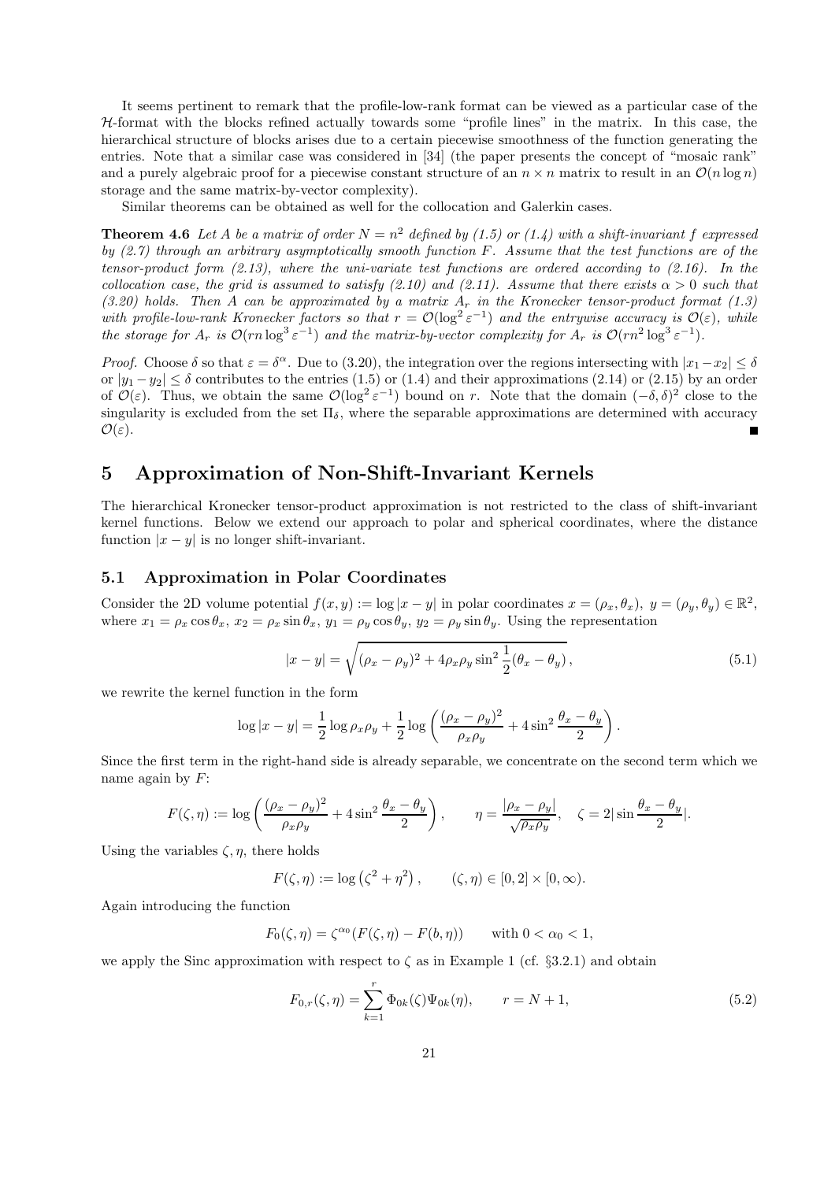It seems pertinent to remark that the profile-low-rank format can be viewed as a particular case of the $\mathcal{H}$-format with the blocks refined actually towards some "profile lines" in the matrix. In this case, the hierarchical structure of blocks arises due to a certain piecewise smoothness of the function generating the entries. Note that a similar case was considered in [34] (the paper presents the concept of "mosaic rank" and a purely algebraic proof for a piecewise constant structure of an $n \times n$ matrix to result in an $\mathcal{O}(n \log n)$ storage and the same matrix-by-vector complexity).

Similar theorems can be obtained as well for the collocation and Galerkin cases.

**Theorem 4.6** *Let $A$ be a matrix of order $N = n^2$ defined by (1.5) or (1.4) with a shift-invariant $f$ expressed by (2.7) through an arbitrary asymptotically smooth function $F$. Assume that the test functions are of the tensor-product form (2.13), where the uni-variate test functions are ordered according to (2.16). In the collocation case, the grid is assumed to satisfy (2.10) and (2.11). Assume that there exists $\alpha > 0$ such that (3.20) holds. Then $A$ can be approximated by a matrix $A_r$ in the Kronecker tensor-product format (1.3) with profile-low-rank Kronecker factors so that $r = \mathcal{O}(\log^2 \varepsilon^{-1})$ and the entrywise accuracy is $\mathcal{O}(\varepsilon)$, while the storage for $A_r$ is $\mathcal{O}(rn \log^3 \varepsilon^{-1})$ and the matrix-by-vector complexity for $A_r$ is $\mathcal{O}(rn^2 \log^3 \varepsilon^{-1})$.*

*Proof.* Choose $\delta$ so that $\varepsilon = \delta^\alpha$. Due to (3.20), the integration over the regions intersecting with $|x_1 - x_2| \le \delta$ or $|y_1 - y_2| \le \delta$ contributes to the entries (1.5) or (1.4) and their approximations (2.14) or (2.15) by an order of $\mathcal{O}(\varepsilon)$. Thus, we obtain the same $\mathcal{O}(\log^2 \varepsilon^{-1})$ bound on $r$. Note that the domain $(-\delta, \delta)^2$ close to the singularity is excluded from the set $\Pi_\delta$, where the separable approximations are determined with accuracy $\mathcal{O}(\varepsilon)$. ∎

# 5 Approximation of Non-Shift-Invariant Kernels

The hierarchical Kronecker tensor-product approximation is not restricted to the class of shift-invariant kernel functions. Below we extend our approach to polar and spherical coordinates, where the distance function $|x - y|$ is no longer shift-invariant.

## 5.1 Approximation in Polar Coordinates

Consider the 2D volume potential $f(x, y) := \log|x - y|$ in polar coordinates $x = (\rho_x, \theta_x),\ y = (\rho_y, \theta_y) \in \mathbb{R}^2$, where $x_1 = \rho_x \cos\theta_x,\ x_2 = \rho_x \sin\theta_x,\ y_1 = \rho_y \cos\theta_y,\ y_2 = \rho_y \sin\theta_y$. Using the representation

$$|x - y| = \sqrt{(\rho_x - \rho_y)^2 + 4\rho_x\rho_y \sin^2 \frac{1}{2}(\theta_x - \theta_y)}\,, \tag{5.1}$$

we rewrite the kernel function in the form

$$\log|x - y| = \frac{1}{2}\log \rho_x\rho_y + \frac{1}{2}\log\left(\frac{(\rho_x - \rho_y)^2}{\rho_x\rho_y} + 4\sin^2\frac{\theta_x - \theta_y}{2}\right).$$

Since the first term in the right-hand side is already separable, we concentrate on the second term which we name again by $F$:

$$F(\zeta, \eta) := \log\left(\frac{(\rho_x - \rho_y)^2}{\rho_x\rho_y} + 4\sin^2\frac{\theta_x - \theta_y}{2}\right), \qquad \eta = \frac{|\rho_x - \rho_y|}{\sqrt{\rho_x\rho_y}}, \quad \zeta = 2|\sin\frac{\theta_x - \theta_y}{2}|.$$

Using the variables $\zeta, \eta$, there holds

$$F(\zeta, \eta) := \log\left(\zeta^2 + \eta^2\right), \qquad (\zeta, \eta) \in [0, 2] \times [0, \infty).$$

Again introducing the function

$$F_0(\zeta, \eta) = \zeta^{\alpha_0}(F(\zeta, \eta) - F(b, \eta)) \qquad \text{with } 0 < \alpha_0 < 1,$$

we apply the Sinc approximation with respect to $\zeta$ as in Example 1 (cf. §3.2.1) and obtain

$$F_{0,r}(\zeta, \eta) = \sum_{k=1}^{r} \Phi_{0k}(\zeta)\Psi_{0k}(\eta), \qquad r = N + 1, \tag{5.2}$$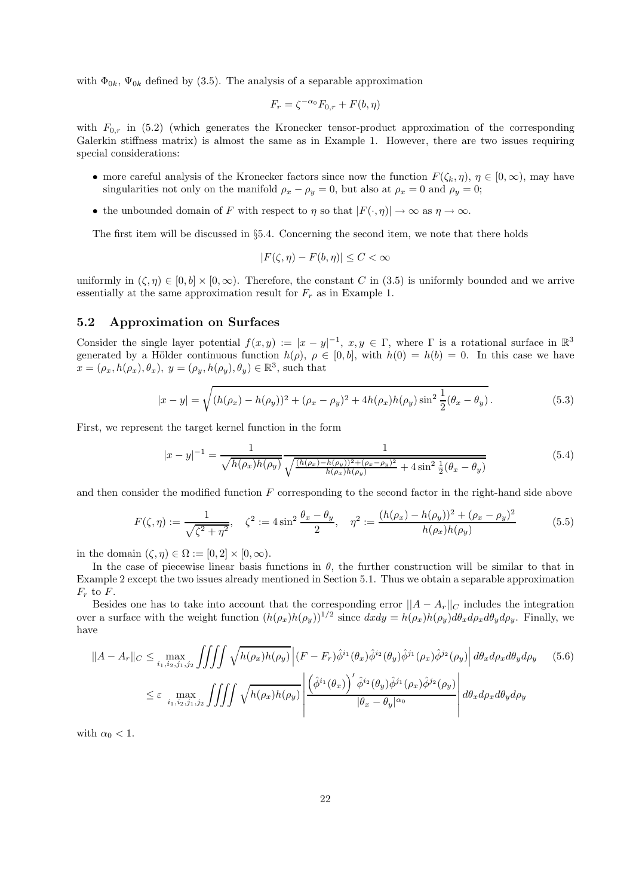with $\Phi_{0k}$, $\Psi_{0k}$ defined by (3.5). The analysis of a separable approximation

$$F_r = \zeta^{-\alpha_0} F_{0,r} + F(b, \eta)$$

with $F_{0,r}$ in (5.2) (which generates the Kronecker tensor-product approximation of the corresponding Galerkin stiffness matrix) is almost the same as in Example 1. However, there are two issues requiring special considerations:

- more careful analysis of the Kronecker factors since now the function $F(\zeta_k, \eta)$, $\eta \in [0, \infty)$, may have singularities not only on the manifold $\rho_x - \rho_y = 0$, but also at $\rho_x = 0$ and $\rho_y = 0$;
- the unbounded domain of $F$ with respect to $\eta$ so that $|F(\cdot, \eta)| \to \infty$ as $\eta \to \infty$.

The first item will be discussed in §5.4. Concerning the second item, we note that there holds

$$|F(\zeta, \eta) - F(b, \eta)| \leq C < \infty$$

uniformly in $(\zeta, \eta) \in [0, b] \times [0, \infty)$. Therefore, the constant $C$ in (3.5) is uniformly bounded and we arrive essentially at the same approximation result for $F_r$ as in Example 1.

## 5.2 Approximation on Surfaces

Consider the single layer potential $f(x, y) := |x - y|^{-1}$, $x, y \in \Gamma$, where $\Gamma$ is a rotational surface in $\mathbb{R}^3$ generated by a Hölder continuous function $h(\rho)$, $\rho \in [0, b]$, with $h(0) = h(b) = 0$. In this case we have $x = (\rho_x, h(\rho_x), \theta_x)$, $y = (\rho_y, h(\rho_y), \theta_y) \in \mathbb{R}^3$, such that

$$|x - y| = \sqrt{(h(\rho_x) - h(\rho_y))^2 + (\rho_x - \rho_y)^2 + 4h(\rho_x)h(\rho_y)\sin^2\frac{1}{2}(\theta_x - \theta_y)}\,. \tag{5.3}$$

First, we represent the target kernel function in the form

$$|x - y|^{-1} = \frac{1}{\sqrt{h(\rho_x)h(\rho_y)}} \frac{1}{\sqrt{\frac{(h(\rho_x) - h(\rho_y))^2 + (\rho_x - \rho_y)^2}{h(\rho_x)h(\rho_y)} + 4\sin^2\frac{1}{2}(\theta_x - \theta_y)}} \tag{5.4}$$

and then consider the modified function $F$ corresponding to the second factor in the right-hand side above

$$F(\zeta, \eta) := \frac{1}{\sqrt{\zeta^2 + \eta^2}}, \quad \zeta^2 := 4\sin^2\frac{\theta_x - \theta_y}{2}, \quad \eta^2 := \frac{(h(\rho_x) - h(\rho_y))^2 + (\rho_x - \rho_y)^2}{h(\rho_x)h(\rho_y)} \tag{5.5}$$

in the domain $(\zeta, \eta) \in \Omega := [0, 2] \times [0, \infty)$.

In the case of piecewise linear basis functions in $\theta$, the further construction will be similar to that in Example 2 except the two issues already mentioned in Section 5.1. Thus we obtain a separable approximation $F_r$ to $F$.

Besides one has to take into account that the corresponding error $||A - A_r||_C$ includes the integration over a surface with the weight function $(h(\rho_x)h(\rho_y))^{1/2}$ since $dxdy = h(\rho_x)h(\rho_y)d\theta_x d\rho_x d\theta_y d\rho_y$. Finally, we have

$$\begin{aligned}
\|A - A_r\|_C &\leq \max_{i_1, i_2, j_1, j_2} \iiiint \sqrt{h(\rho_x)h(\rho_y)} \left| (F - F_r)\hat{\phi}^{i_1}(\theta_x)\hat{\phi}^{i_2}(\theta_y)\hat{\phi}^{j_1}(\rho_x)\hat{\phi}^{j_2}(\rho_y) \right| d\theta_x d\rho_x d\theta_y d\rho_y \qquad (5.6) \\
&\leq \varepsilon \max_{i_1, i_2, j_1, j_2} \iiiint \sqrt{h(\rho_x)h(\rho_y)} \left| \frac{\left(\hat{\phi}^{i_1}(\theta_x)\right)' \hat{\phi}^{i_2}(\theta_y)\hat{\phi}^{j_1}(\rho_x)\hat{\phi}^{j_2}(\rho_y)}{|\theta_x - \theta_y|^{\alpha_0}} \right| d\theta_x d\rho_x d\theta_y d\rho_y
\end{aligned}$$

with $\alpha_0 < 1$.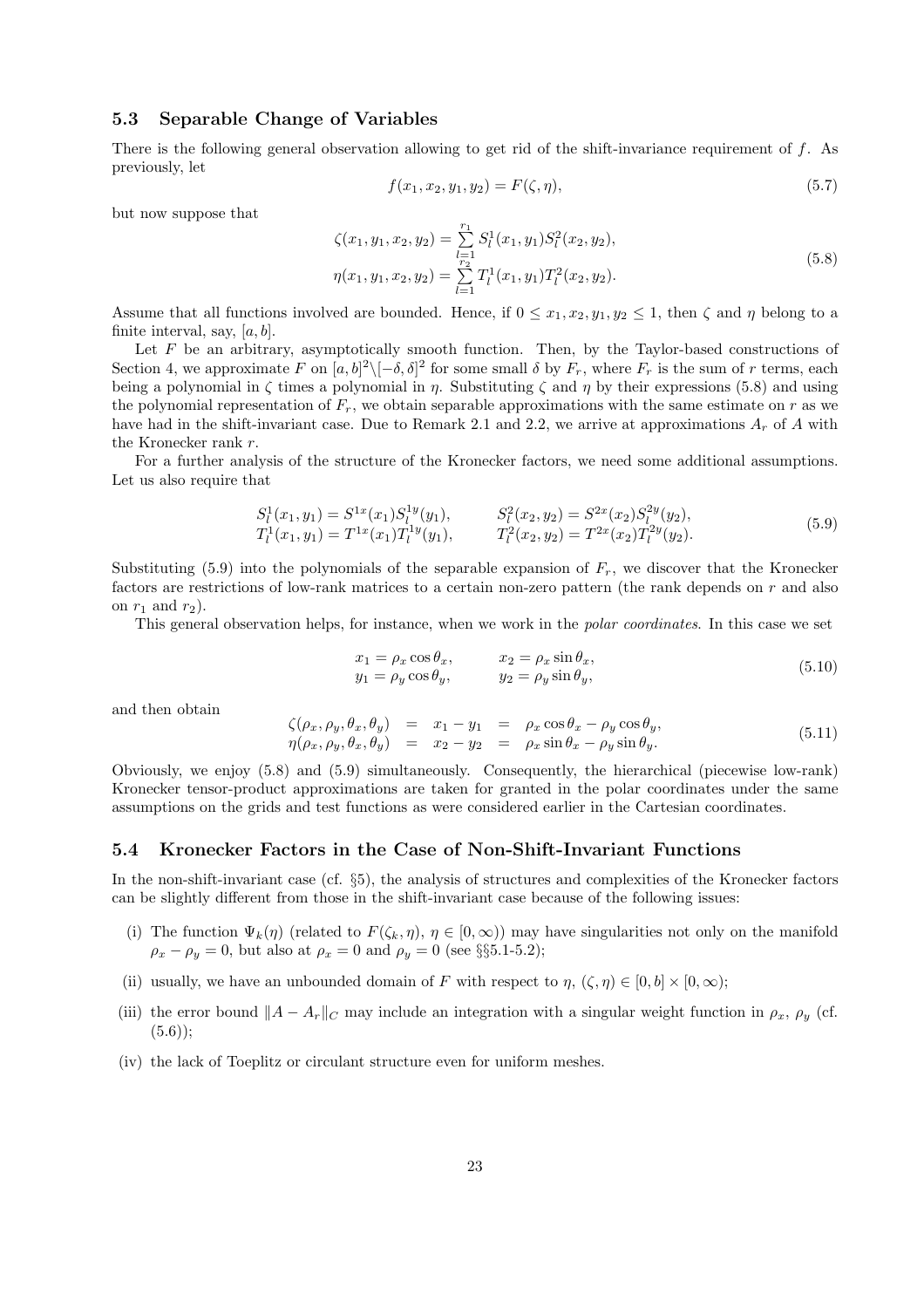### 5.3 Separable Change of Variables

There is the following general observation allowing to get rid of the shift-invariance requirement of $f$. As previously, let

$$f(x_1, x_2, y_1, y_2) = F(\zeta, \eta), \tag{5.7}$$

but now suppose that

$$\begin{aligned} \zeta(x_1, y_1, x_2, y_2) &= \sum_{l=1}^{r_1} S_l^1(x_1, y_1) S_l^2(x_2, y_2), \\ \eta(x_1, y_1, x_2, y_2) &= \sum_{l=1}^{r_2} T_l^1(x_1, y_1) T_l^2(x_2, y_2). \end{aligned} \tag{5.8}$$

Assume that all functions involved are bounded. Hence, if $0 \le x_1, x_2, y_1, y_2 \le 1$, then $\zeta$ and $\eta$ belong to a finite interval, say, $[a, b]$.

Let $F$ be an arbitrary, asymptotically smooth function. Then, by the Taylor-based constructions of Section 4, we approximate $F$ on $[a, b]^2 \setminus [-\delta, \delta]^2$ for some small $\delta$ by $F_r$, where $F_r$ is the sum of $r$ terms, each being a polynomial in $\zeta$ times a polynomial in $\eta$. Substituting $\zeta$ and $\eta$ by their expressions (5.8) and using the polynomial representation of $F_r$, we obtain separable approximations with the same estimate on $r$ as we have had in the shift-invariant case. Due to Remark 2.1 and 2.2, we arrive at approximations $A_r$ of $A$ with the Kronecker rank $r$.

For a further analysis of the structure of the Kronecker factors, we need some additional assumptions. Let us also require that

$$\begin{aligned} S_l^1(x_1, y_1) &= S^{1x}(x_1) S_l^{1y}(y_1), \qquad & S_l^2(x_2, y_2) &= S^{2x}(x_2) S_l^{2y}(y_2), \\ T_l^1(x_1, y_1) &= T^{1x}(x_1) T_l^{1y}(y_1), \qquad & T_l^2(x_2, y_2) &= T^{2x}(x_2) T_l^{2y}(y_2). \end{aligned} \tag{5.9}$$

Substituting (5.9) into the polynomials of the separable expansion of $F_r$, we discover that the Kronecker factors are restrictions of low-rank matrices to a certain non-zero pattern (the rank depends on $r$ and also on $r_1$ and $r_2$).

This general observation helps, for instance, when we work in the *polar coordinates*. In this case we set

$$\begin{aligned} x_1 &= \rho_x \cos\theta_x, \qquad & x_2 &= \rho_x \sin\theta_x, \\ y_1 &= \rho_y \cos\theta_y, \qquad & y_2 &= \rho_y \sin\theta_y, \end{aligned} \tag{5.10}$$

and then obtain

$$\begin{aligned} \zeta(\rho_x, \rho_y, \theta_x, \theta_y) &= x_1 - y_1 = \rho_x \cos\theta_x - \rho_y \cos\theta_y, \\ \eta(\rho_x, \rho_y, \theta_x, \theta_y) &= x_2 - y_2 = \rho_x \sin\theta_x - \rho_y \sin\theta_y. \end{aligned} \tag{5.11}$$

Obviously, we enjoy (5.8) and (5.9) simultaneously. Consequently, the hierarchical (piecewise low-rank) Kronecker tensor-product approximations are taken for granted in the polar coordinates under the same assumptions on the grids and test functions as were considered earlier in the Cartesian coordinates.

### 5.4 Kronecker Factors in the Case of Non-Shift-Invariant Functions

In the non-shift-invariant case (cf. §5), the analysis of structures and complexities of the Kronecker factors can be slightly different from those in the shift-invariant case because of the following issues:

- (i) The function $\Psi_k(\eta)$ (related to $F(\zeta_k, \eta)$, $\eta \in [0, \infty)$) may have singularities not only on the manifold $\rho_x - \rho_y = 0$, but also at $\rho_x = 0$ and $\rho_y = 0$ (see §§5.1-5.2);
- (ii) usually, we have an unbounded domain of $F$ with respect to $\eta$, $(\zeta, \eta) \in [0, b] \times [0, \infty)$;
- (iii) the error bound $\|A - A_r\|_C$ may include an integration with a singular weight function in $\rho_x$, $\rho_y$ (cf. (5.6));
- (iv) the lack of Toeplitz or circulant structure even for uniform meshes.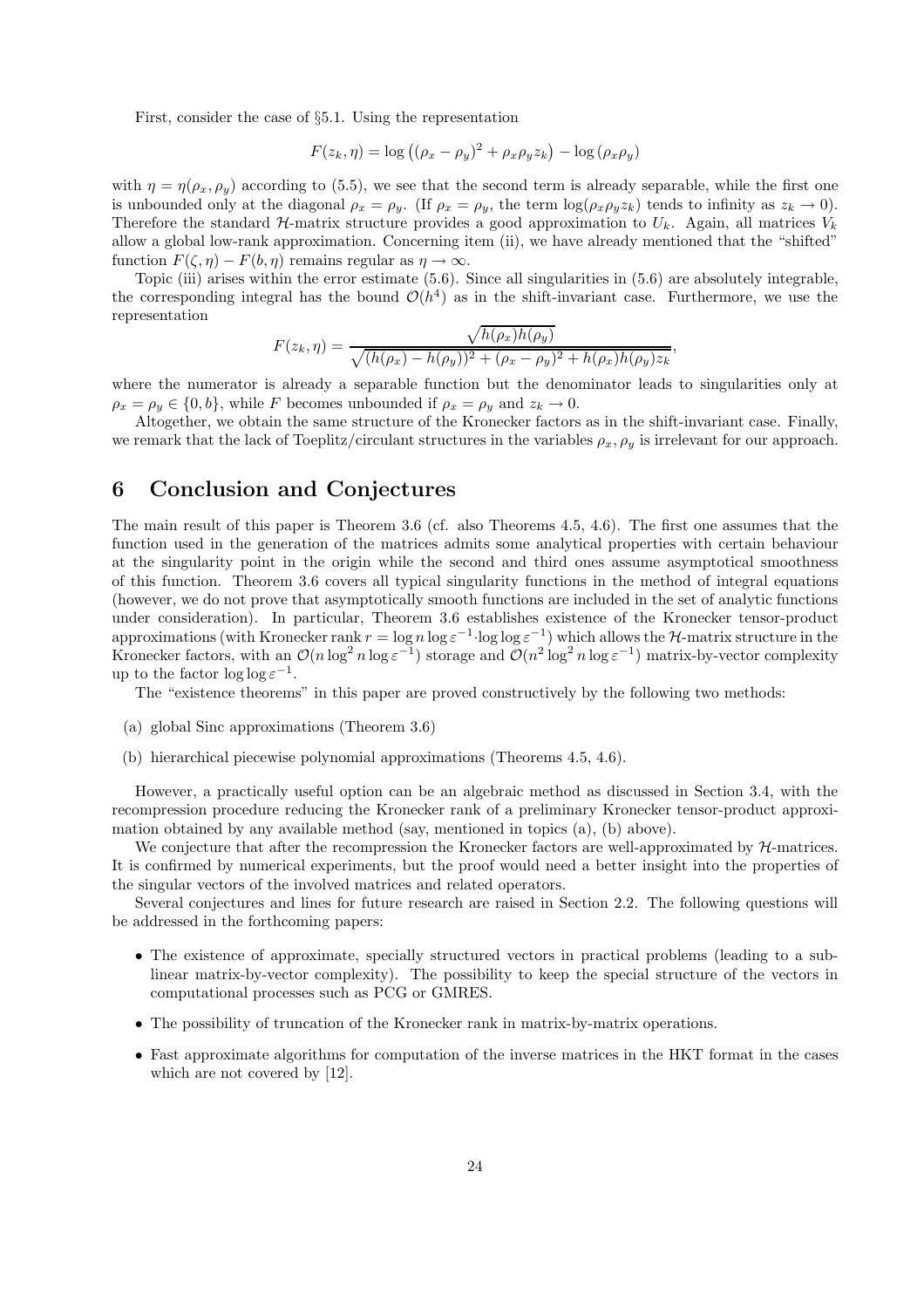First, consider the case of §5.1. Using the representation

$$F(z_k, \eta) = \log\left((\rho_x - \rho_y)^2 + \rho_x \rho_y z_k\right) - \log(\rho_x \rho_y)$$

with $\eta = \eta(\rho_x, \rho_y)$ according to (5.5), we see that the second term is already separable, while the first one is unbounded only at the diagonal $\rho_x = \rho_y$. (If $\rho_x = \rho_y$, the term $\log(\rho_x \rho_y z_k)$ tends to infinity as $z_k \to 0$). Therefore the standard $\mathcal{H}$-matrix structure provides a good approximation to $U_k$. Again, all matrices $V_k$ allow a global low-rank approximation. Concerning item (ii), we have already mentioned that the "shifted" function $F(\zeta, \eta) - F(b, \eta)$ remains regular as $\eta \to \infty$.

Topic (iii) arises within the error estimate (5.6). Since all singularities in (5.6) are absolutely integrable, the corresponding integral has the bound $\mathcal{O}(h^4)$ as in the shift-invariant case. Furthermore, we use the representation

$$F(z_k, \eta) = \frac{\sqrt{h(\rho_x) h(\rho_y)}}{\sqrt{(h(\rho_x) - h(\rho_y))^2 + (\rho_x - \rho_y)^2 + h(\rho_x) h(\rho_y) z_k}},$$

where the numerator is already a separable function but the denominator leads to singularities only at $\rho_x = \rho_y \in \{0, b\}$, while $F$ becomes unbounded if $\rho_x = \rho_y$ and $z_k \to 0$.

Altogether, we obtain the same structure of the Kronecker factors as in the shift-invariant case. Finally, we remark that the lack of Toeplitz/circulant structures in the variables $\rho_x, \rho_y$ is irrelevant for our approach.

# 6 Conclusion and Conjectures

The main result of this paper is Theorem 3.6 (cf. also Theorems 4.5, 4.6). The first one assumes that the function used in the generation of the matrices admits some analytical properties with certain behaviour at the singularity point in the origin while the second and third ones assume asymptotical smoothness of this function. Theorem 3.6 covers all typical singularity functions in the method of integral equations (however, we do not prove that asymptotically smooth functions are included in the set of analytic functions under consideration). In particular, Theorem 3.6 establishes existence of the Kronecker tensor-product approximations (with Kronecker rank $r = \log n \log \varepsilon^{-1} \cdot \log \log \varepsilon^{-1}$) which allows the $\mathcal{H}$-matrix structure in the Kronecker factors, with an $\mathcal{O}(n \log^2 n \log \varepsilon^{-1})$ storage and $\mathcal{O}(n^2 \log^2 n \log \varepsilon^{-1})$ matrix-by-vector complexity up to the factor $\log \log \varepsilon^{-1}$.

The "existence theorems" in this paper are proved constructively by the following two methods:

(a) global Sinc approximations (Theorem 3.6)

(b) hierarchical piecewise polynomial approximations (Theorems 4.5, 4.6).

However, a practically useful option can be an algebraic method as discussed in Section 3.4, with the recompression procedure reducing the Kronecker rank of a preliminary Kronecker tensor-product approximation obtained by any available method (say, mentioned in topics (a), (b) above).

We conjecture that after the recompression the Kronecker factors are well-approximated by $\mathcal{H}$-matrices. It is confirmed by numerical experiments, but the proof would need a better insight into the properties of the singular vectors of the involved matrices and related operators.

Several conjectures and lines for future research are raised in Section 2.2. The following questions will be addressed in the forthcoming papers:

- The existence of approximate, specially structured vectors in practical problems (leading to a sub-linear matrix-by-vector complexity). The possibility to keep the special structure of the vectors in computational processes such as PCG or GMRES.
- The possibility of truncation of the Kronecker rank in matrix-by-matrix operations.
- Fast approximate algorithms for computation of the inverse matrices in the HKT format in the cases which are not covered by [12].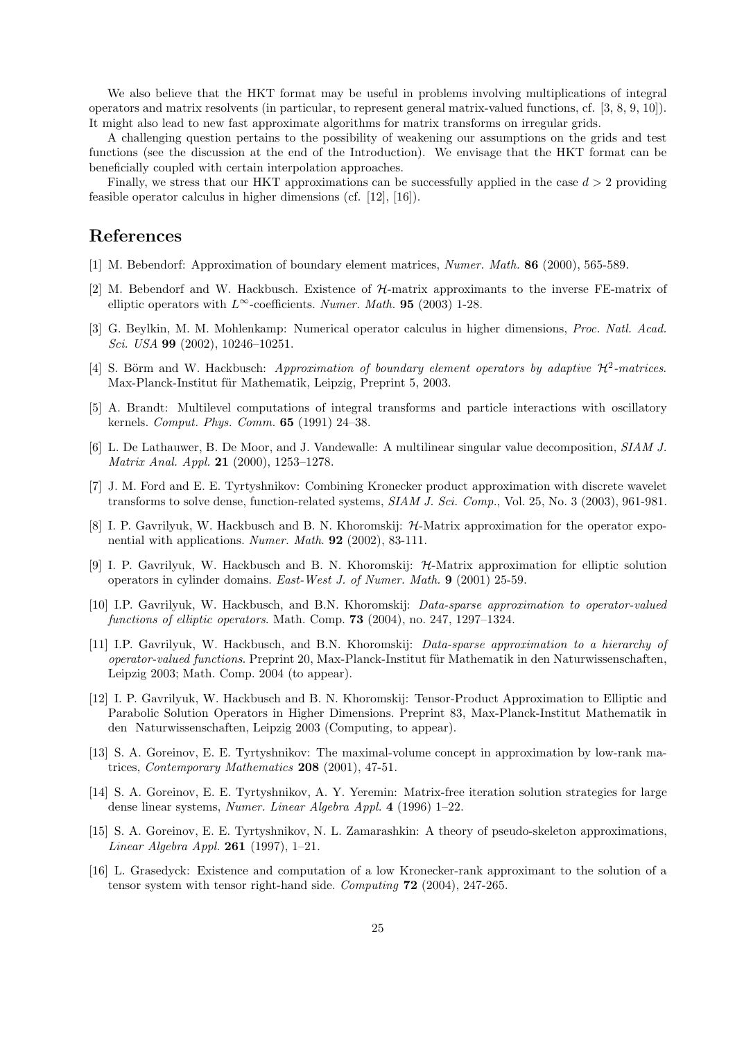We also believe that the HKT format may be useful in problems involving multiplications of integral operators and matrix resolvents (in particular, to represent general matrix-valued functions, cf. [3, 8, 9, 10]). It might also lead to new fast approximate algorithms for matrix transforms on irregular grids.

A challenging question pertains to the possibility of weakening our assumptions on the grids and test functions (see the discussion at the end of the Introduction). We envisage that the HKT format can be beneficially coupled with certain interpolation approaches.

Finally, we stress that our HKT approximations can be successfully applied in the case $d > 2$ providing feasible operator calculus in higher dimensions (cf. [12], [16]).

## References

[1] M. Bebendorf: Approximation of boundary element matrices, *Numer. Math.* **86** (2000), 565-589.

[2] M. Bebendorf and W. Hackbusch. Existence of $\mathcal{H}$-matrix approximants to the inverse FE-matrix of elliptic operators with $L^\infty$-coefficients. *Numer. Math.* **95** (2003) 1-28.

[3] G. Beylkin, M. M. Mohlenkamp: Numerical operator calculus in higher dimensions, *Proc. Natl. Acad. Sci. USA* **99** (2002), 10246–10251.

[4] S. Börm and W. Hackbusch: *Approximation of boundary element operators by adaptive $\mathcal{H}^2$-matrices*. Max-Planck-Institut für Mathematik, Leipzig, Preprint 5, 2003.

[5] A. Brandt: Multilevel computations of integral transforms and particle interactions with oscillatory kernels. *Comput. Phys. Comm.* **65** (1991) 24–38.

[6] L. De Lathauwer, B. De Moor, and J. Vandewalle: A multilinear singular value decomposition, *SIAM J. Matrix Anal. Appl.* **21** (2000), 1253–1278.

[7] J. M. Ford and E. E. Tyrtyshnikov: Combining Kronecker product approximation with discrete wavelet transforms to solve dense, function-related systems, *SIAM J. Sci. Comp.*, Vol. 25, No. 3 (2003), 961-981.

[8] I. P. Gavrilyuk, W. Hackbusch and B. N. Khoromskij: $\mathcal{H}$-Matrix approximation for the operator exponential with applications. *Numer. Math.* **92** (2002), 83-111.

[9] I. P. Gavrilyuk, W. Hackbusch and B. N. Khoromskij: $\mathcal{H}$-Matrix approximation for elliptic solution operators in cylinder domains. *East-West J. of Numer. Math.* **9** (2001) 25-59.

[10] I.P. Gavrilyuk, W. Hackbusch, and B.N. Khoromskij: *Data-sparse approximation to operator-valued functions of elliptic operators*. Math. Comp. **73** (2004), no. 247, 1297–1324.

[11] I.P. Gavrilyuk, W. Hackbusch, and B.N. Khoromskij: *Data-sparse approximation to a hierarchy of operator-valued functions*. Preprint 20, Max-Planck-Institut für Mathematik in den Naturwissenschaften, Leipzig 2003; Math. Comp. 2004 (to appear).

[12] I. P. Gavrilyuk, W. Hackbusch and B. N. Khoromskij: Tensor-Product Approximation to Elliptic and Parabolic Solution Operators in Higher Dimensions. Preprint 83, Max-Planck-Institut Mathematik in den Naturwissenschaften, Leipzig 2003 (Computing, to appear).

[13] S. A. Goreinov, E. E. Tyrtyshnikov: The maximal-volume concept in approximation by low-rank matrices, *Contemporary Mathematics* **208** (2001), 47-51.

[14] S. A. Goreinov, E. E. Tyrtyshnikov, A. Y. Yeremin: Matrix-free iteration solution strategies for large dense linear systems, *Numer. Linear Algebra Appl.* **4** (1996) 1–22.

[15] S. A. Goreinov, E. E. Tyrtyshnikov, N. L. Zamarashkin: A theory of pseudo-skeleton approximations, *Linear Algebra Appl.* **261** (1997), 1–21.

[16] L. Grasedyck: Existence and computation of a low Kronecker-rank approximant to the solution of a tensor system with tensor right-hand side. *Computing* **72** (2004), 247-265.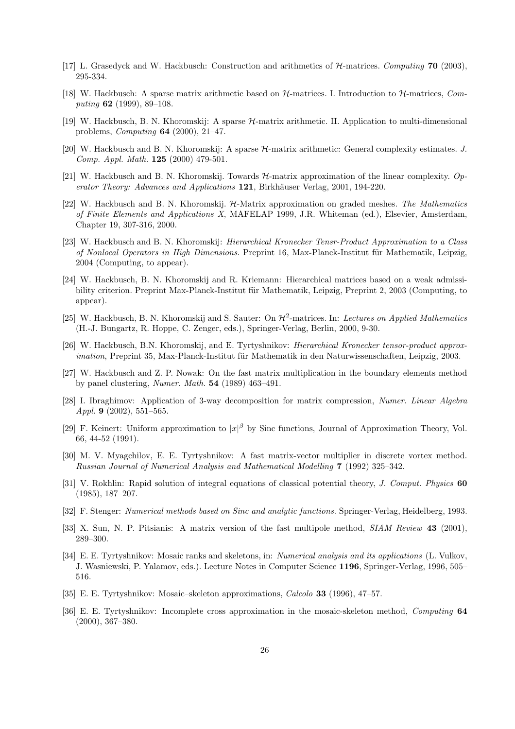[17] L. Grasedyck and W. Hackbusch: Construction and arithmetics of $\mathcal{H}$-matrices. *Computing* **70** (2003), 295-334.

[18] W. Hackbusch: A sparse matrix arithmetic based on $\mathcal{H}$-matrices. I. Introduction to $\mathcal{H}$-matrices, *Computing* **62** (1999), 89–108.

[19] W. Hackbusch, B. N. Khoromskij: A sparse $\mathcal{H}$-matrix arithmetic. II. Application to multi-dimensional problems, *Computing* **64** (2000), 21–47.

[20] W. Hackbusch and B. N. Khoromskij: A sparse $\mathcal{H}$-matrix arithmetic: General complexity estimates. *J. Comp. Appl. Math.* **125** (2000) 479-501.

[21] W. Hackbusch and B. N. Khoromskij. Towards $\mathcal{H}$-matrix approximation of the linear complexity. *Operator Theory: Advances and Applications* **121**, Birkhäuser Verlag, 2001, 194-220.

[22] W. Hackbusch and B. N. Khoromskij. $\mathcal{H}$-Matrix approximation on graded meshes. *The Mathematics of Finite Elements and Applications X*, MAFELAP 1999, J.R. Whiteman (ed.), Elsevier, Amsterdam, Chapter 19, 307-316, 2000.

[23] W. Hackbusch and B. N. Khoromskij: *Hierarchical Kronecker Tensr-Product Approximation to a Class of Nonlocal Operators in High Dimensions*. Preprint 16, Max-Planck-Institut für Mathematik, Leipzig, 2004 (Computing, to appear).

[24] W. Hackbusch, B. N. Khoromskij and R. Kriemann: Hierarchical matrices based on a weak admissibility criterion. Preprint Max-Planck-Institut für Mathematik, Leipzig, Preprint 2, 2003 (Computing, to appear).

[25] W. Hackbusch, B. N. Khoromskij and S. Sauter: On $\mathcal{H}^2$-matrices. In: *Lectures on Applied Mathematics* (H.-J. Bungartz, R. Hoppe, C. Zenger, eds.), Springer-Verlag, Berlin, 2000, 9-30.

[26] W. Hackbusch, B.N. Khoromskij, and E. Tyrtyshnikov: *Hierarchical Kronecker tensor-product approximation*, Preprint 35, Max-Planck-Institut für Mathematik in den Naturwissenschaften, Leipzig, 2003.

[27] W. Hackbusch and Z. P. Nowak: On the fast matrix multiplication in the boundary elements method by panel clustering, *Numer. Math.* **54** (1989) 463–491.

[28] I. Ibraghimov: Application of 3-way decomposition for matrix compression, *Numer. Linear Algebra Appl.* **9** (2002), 551–565.

[29] F. Keinert: Uniform approximation to $|x|^\beta$ by Sinc functions, Journal of Approximation Theory, Vol. 66, 44-52 (1991).

[30] M. V. Myagchilov, E. E. Tyrtyshnikov: A fast matrix-vector multiplier in discrete vortex method. *Russian Journal of Numerical Analysis and Mathematical Modelling* **7** (1992) 325–342.

[31] V. Rokhlin: Rapid solution of integral equations of classical potential theory, *J. Comput. Physics* **60** (1985), 187–207.

[32] F. Stenger: *Numerical methods based on Sinc and analytic functions.* Springer-Verlag, Heidelberg, 1993.

[33] X. Sun, N. P. Pitsianis: A matrix version of the fast multipole method, *SIAM Review* **43** (2001), 289–300.

[34] E. E. Tyrtyshnikov: Mosaic ranks and skeletons, in: *Numerical analysis and its applications* (L. Vulkov, J. Wasniewski, P. Yalamov, eds.). Lecture Notes in Computer Science **1196**, Springer-Verlag, 1996, 505–516.

[35] E. E. Tyrtyshnikov: Mosaic–skeleton approximations, *Calcolo* **33** (1996), 47–57.

[36] E. E. Tyrtyshnikov: Incomplete cross approximation in the mosaic-skeleton method, *Computing* **64** (2000), 367–380.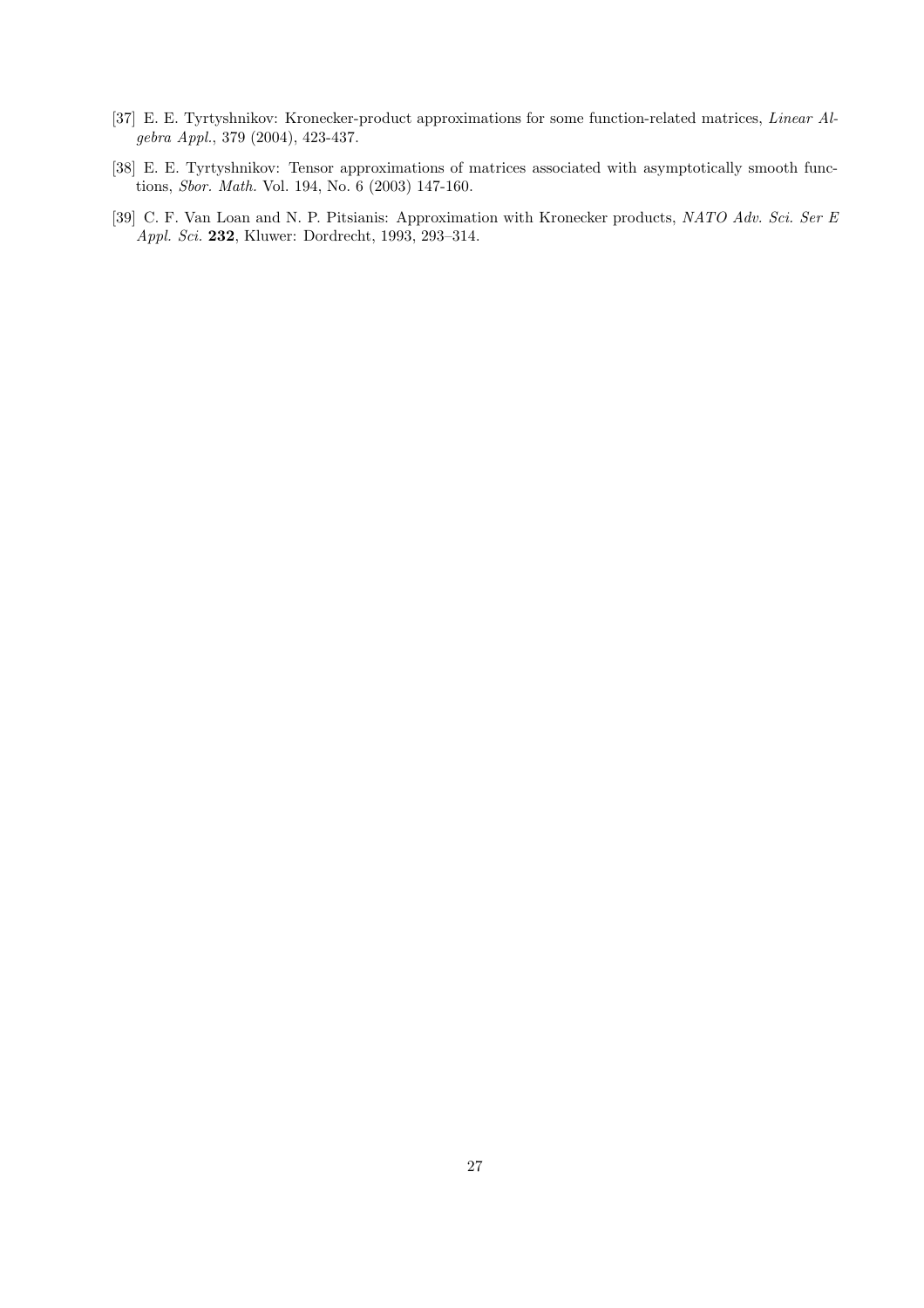[37] E. E. Tyrtyshnikov: Kronecker-product approximations for some function-related matrices, *Linear Algebra Appl.*, 379 (2004), 423-437.

[38] E. E. Tyrtyshnikov: Tensor approximations of matrices associated with asymptotically smooth functions, *Sbor. Math.* Vol. 194, No. 6 (2003) 147-160.

[39] C. F. Van Loan and N. P. Pitsianis: Approximation with Kronecker products, *NATO Adv. Sci. Ser E Appl. Sci.* **232**, Kluwer: Dordrecht, 1993, 293–314.